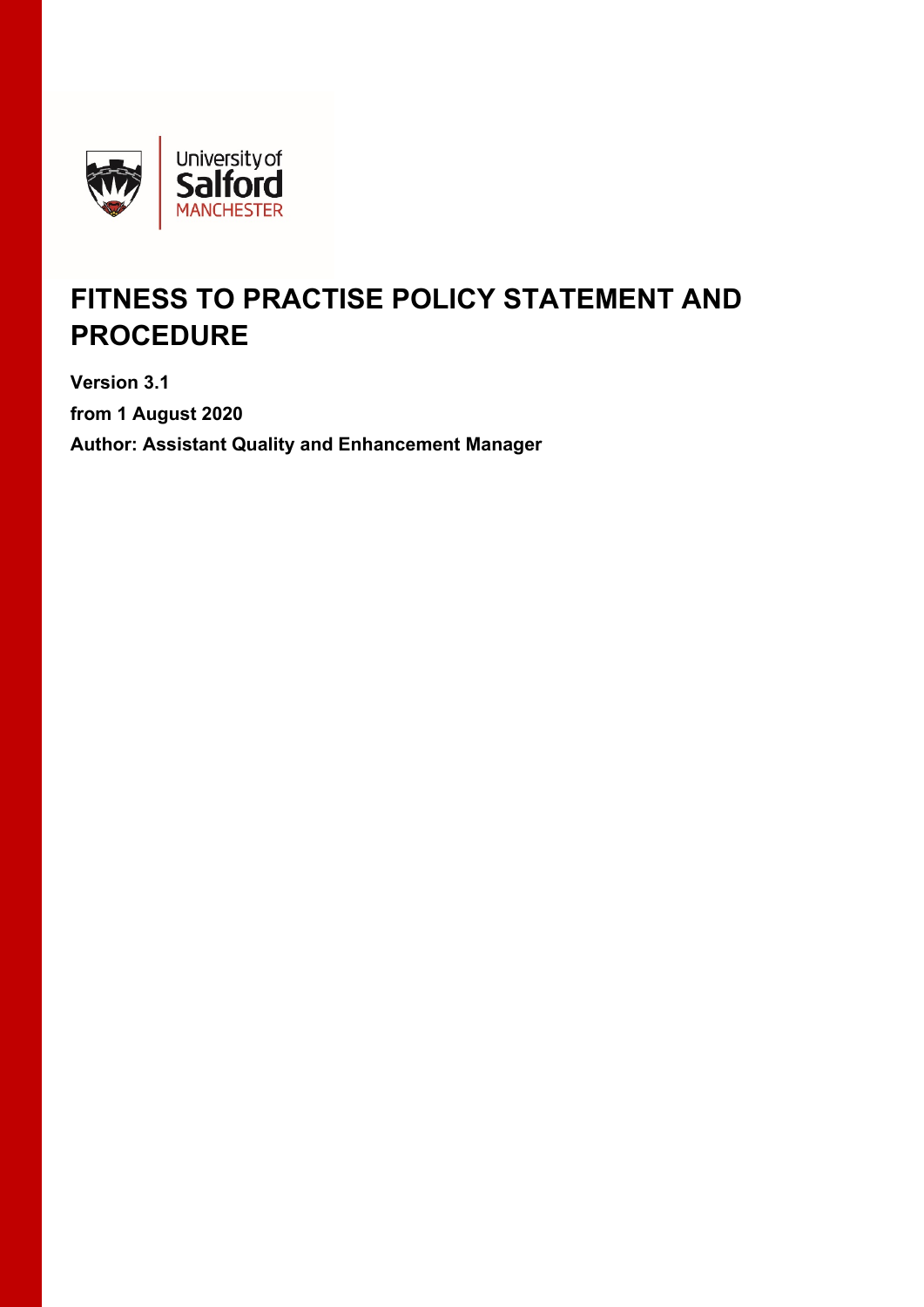# FITNESS TO PRACTISE POLICY STATEMENT AND PROCEDURE

**Version 3.1**

**from 1 August 2020**

**Author: Assistant Quality and Enhancement Manager**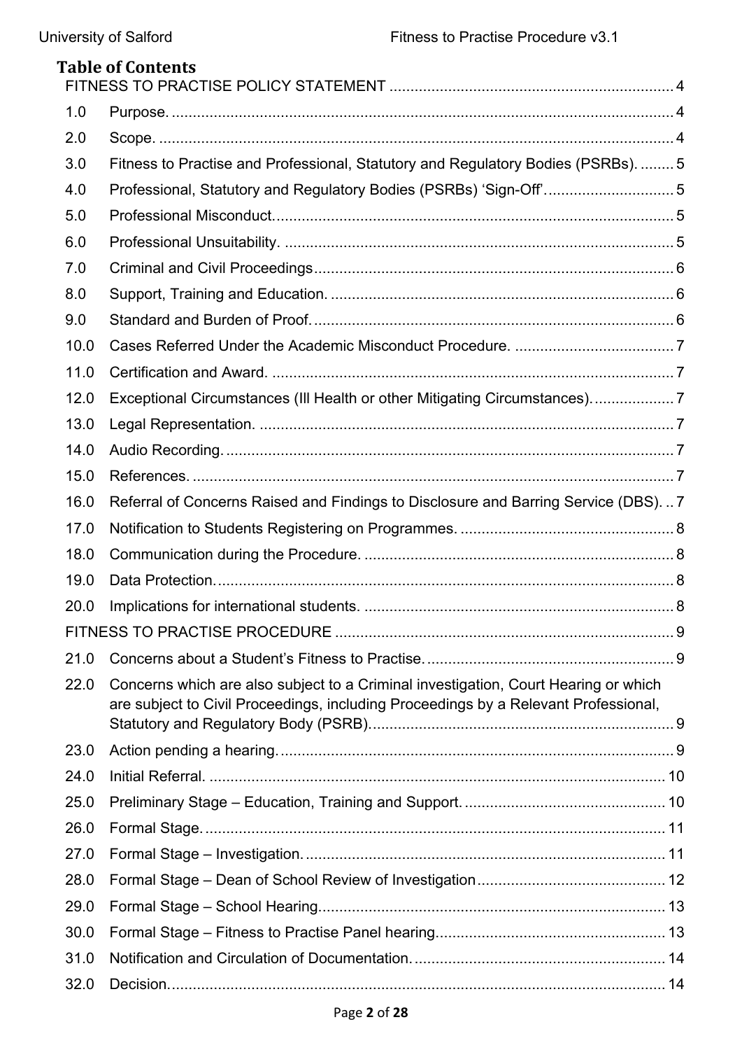# Table of Contents

FITNESS TO PRACTISE POLICY STATEMENT .......... 4

1.0 Purpose. .......... 4

2.0 Scope. .......... 4

3.0 Fitness to Practise and Professional, Statutory and Regulatory Bodies (PSRBs). .......... 5

4.0 Professional, Statutory and Regulatory Bodies (PSRBs) 'Sign-Off'. .......... 5

5.0 Professional Misconduct. .......... 5

6.0 Professional Unsuitability. .......... 5

7.0 Criminal and Civil Proceedings .......... 6

8.0 Support, Training and Education. .......... 6

9.0 Standard and Burden of Proof. .......... 6

10.0 Cases Referred Under the Academic Misconduct Procedure. .......... 7

11.0 Certification and Award. .......... 7

12.0 Exceptional Circumstances (Ill Health or other Mitigating Circumstances). .......... 7

13.0 Legal Representation. .......... 7

14.0 Audio Recording. .......... 7

15.0 References. .......... 7

16.0 Referral of Concerns Raised and Findings to Disclosure and Barring Service (DBS). .......... 7

17.0 Notification to Students Registering on Programmes. .......... 8

18.0 Communication during the Procedure. .......... 8

19.0 Data Protection. .......... 8

20.0 Implications for international students. .......... 8

FITNESS TO PRACTISE PROCEDURE .......... 9

21.0 Concerns about a Student's Fitness to Practise. .......... 9

22.0 Concerns which are also subject to a Criminal investigation, Court Hearing or which are subject to Civil Proceedings, including Proceedings by a Relevant Professional, Statutory and Regulatory Body (PSRB). .......... 9

23.0 Action pending a hearing. .......... 9

24.0 Initial Referral. .......... 10

25.0 Preliminary Stage – Education, Training and Support. .......... 10

26.0 Formal Stage. .......... 11

27.0 Formal Stage – Investigation. .......... 11

28.0 Formal Stage – Dean of School Review of Investigation .......... 12

29.0 Formal Stage – School Hearing. .......... 13

30.0 Formal Stage – Fitness to Practise Panel hearing. .......... 13

31.0 Notification and Circulation of Documentation. .......... 14

32.0 Decision. .......... 14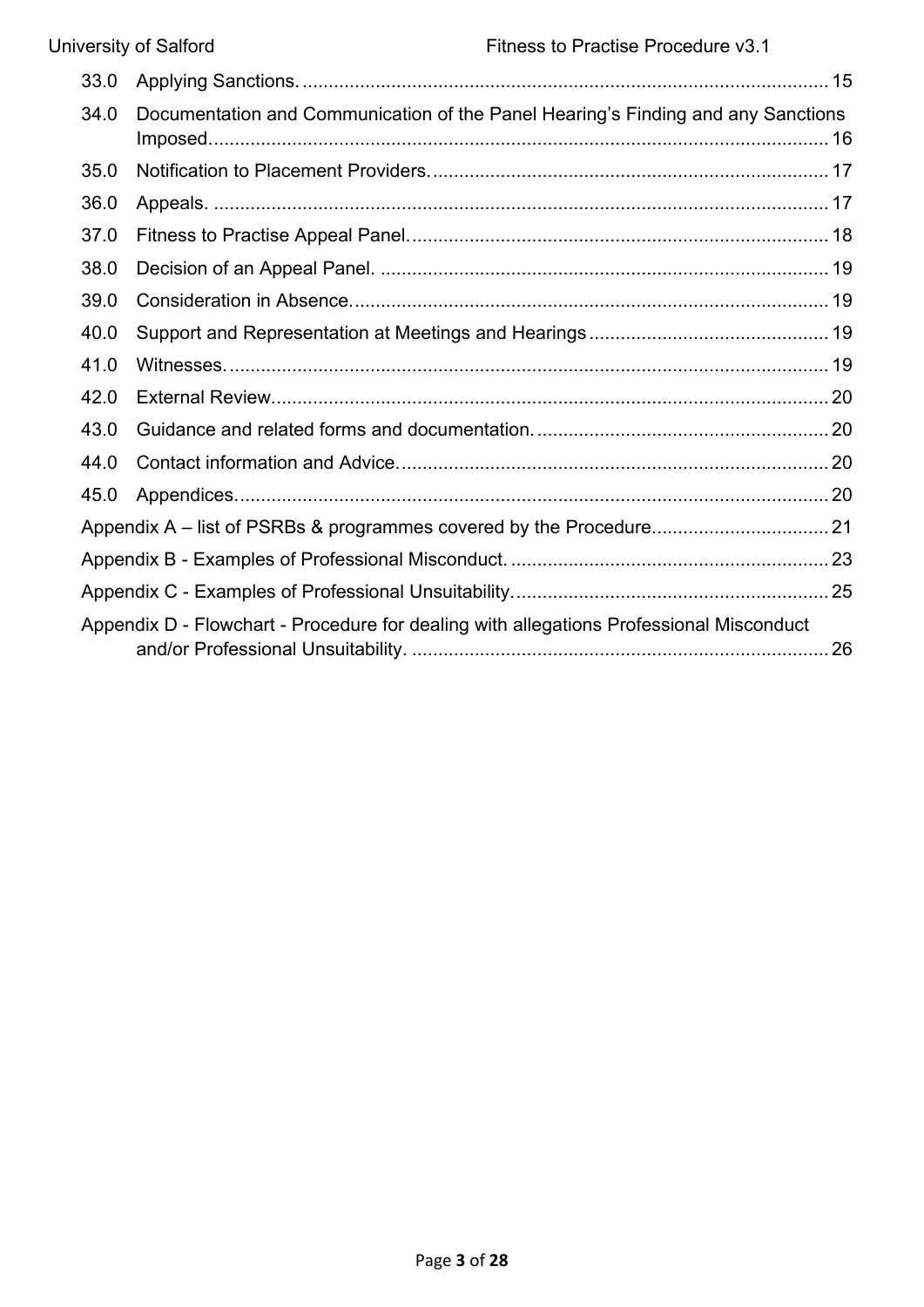33.0 Applying Sanctions. ..... 15

34.0 Documentation and Communication of the Panel Hearing's Finding and any Sanctions Imposed. ..... 16

35.0 Notification to Placement Providers. ..... 17

36.0 Appeals. ..... 17

37.0 Fitness to Practise Appeal Panel. ..... 18

38.0 Decision of an Appeal Panel. ..... 19

39.0 Consideration in Absence. ..... 19

40.0 Support and Representation at Meetings and Hearings ..... 19

41.0 Witnesses. ..... 19

42.0 External Review. ..... 20

43.0 Guidance and related forms and documentation. ..... 20

44.0 Contact information and Advice. ..... 20

45.0 Appendices. ..... 20

Appendix A – list of PSRBs & programmes covered by the Procedure. ..... 21

Appendix B - Examples of Professional Misconduct. ..... 23

Appendix C - Examples of Professional Unsuitability. ..... 25

Appendix D - Flowchart - Procedure for dealing with allegations Professional Misconduct and/or Professional Unsuitability. ..... 26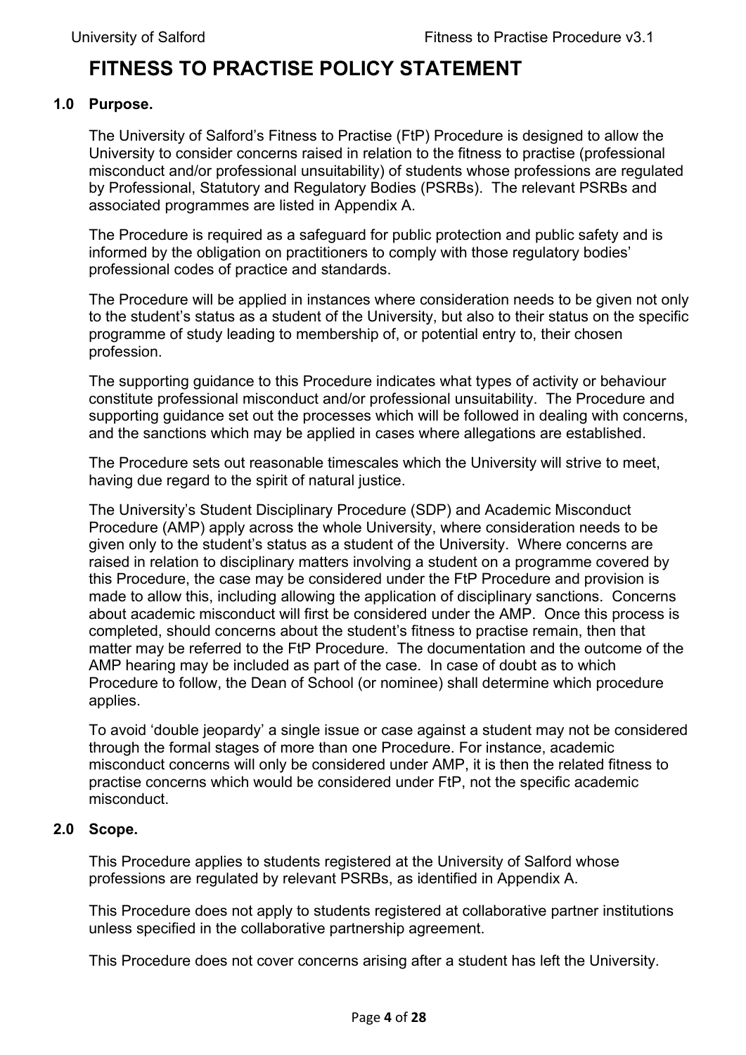# FITNESS TO PRACTISE POLICY STATEMENT

## 1.0 Purpose.

The University of Salford's Fitness to Practise (FtP) Procedure is designed to allow the University to consider concerns raised in relation to the fitness to practise (professional misconduct and/or professional unsuitability) of students whose professions are regulated by Professional, Statutory and Regulatory Bodies (PSRBs). The relevant PSRBs and associated programmes are listed in Appendix A.

The Procedure is required as a safeguard for public protection and public safety and is informed by the obligation on practitioners to comply with those regulatory bodies' professional codes of practice and standards.

The Procedure will be applied in instances where consideration needs to be given not only to the student's status as a student of the University, but also to their status on the specific programme of study leading to membership of, or potential entry to, their chosen profession.

The supporting guidance to this Procedure indicates what types of activity or behaviour constitute professional misconduct and/or professional unsuitability. The Procedure and supporting guidance set out the processes which will be followed in dealing with concerns, and the sanctions which may be applied in cases where allegations are established.

The Procedure sets out reasonable timescales which the University will strive to meet, having due regard to the spirit of natural justice.

The University's Student Disciplinary Procedure (SDP) and Academic Misconduct Procedure (AMP) apply across the whole University, where consideration needs to be given only to the student's status as a student of the University. Where concerns are raised in relation to disciplinary matters involving a student on a programme covered by this Procedure, the case may be considered under the FtP Procedure and provision is made to allow this, including allowing the application of disciplinary sanctions. Concerns about academic misconduct will first be considered under the AMP. Once this process is completed, should concerns about the student's fitness to practise remain, then that matter may be referred to the FtP Procedure. The documentation and the outcome of the AMP hearing may be included as part of the case. In case of doubt as to which Procedure to follow, the Dean of School (or nominee) shall determine which procedure applies.

To avoid 'double jeopardy' a single issue or case against a student may not be considered through the formal stages of more than one Procedure. For instance, academic misconduct concerns will only be considered under AMP, it is then the related fitness to practise concerns which would be considered under FtP, not the specific academic misconduct.

## 2.0 Scope.

This Procedure applies to students registered at the University of Salford whose professions are regulated by relevant PSRBs, as identified in Appendix A.

This Procedure does not apply to students registered at collaborative partner institutions unless specified in the collaborative partnership agreement.

This Procedure does not cover concerns arising after a student has left the University.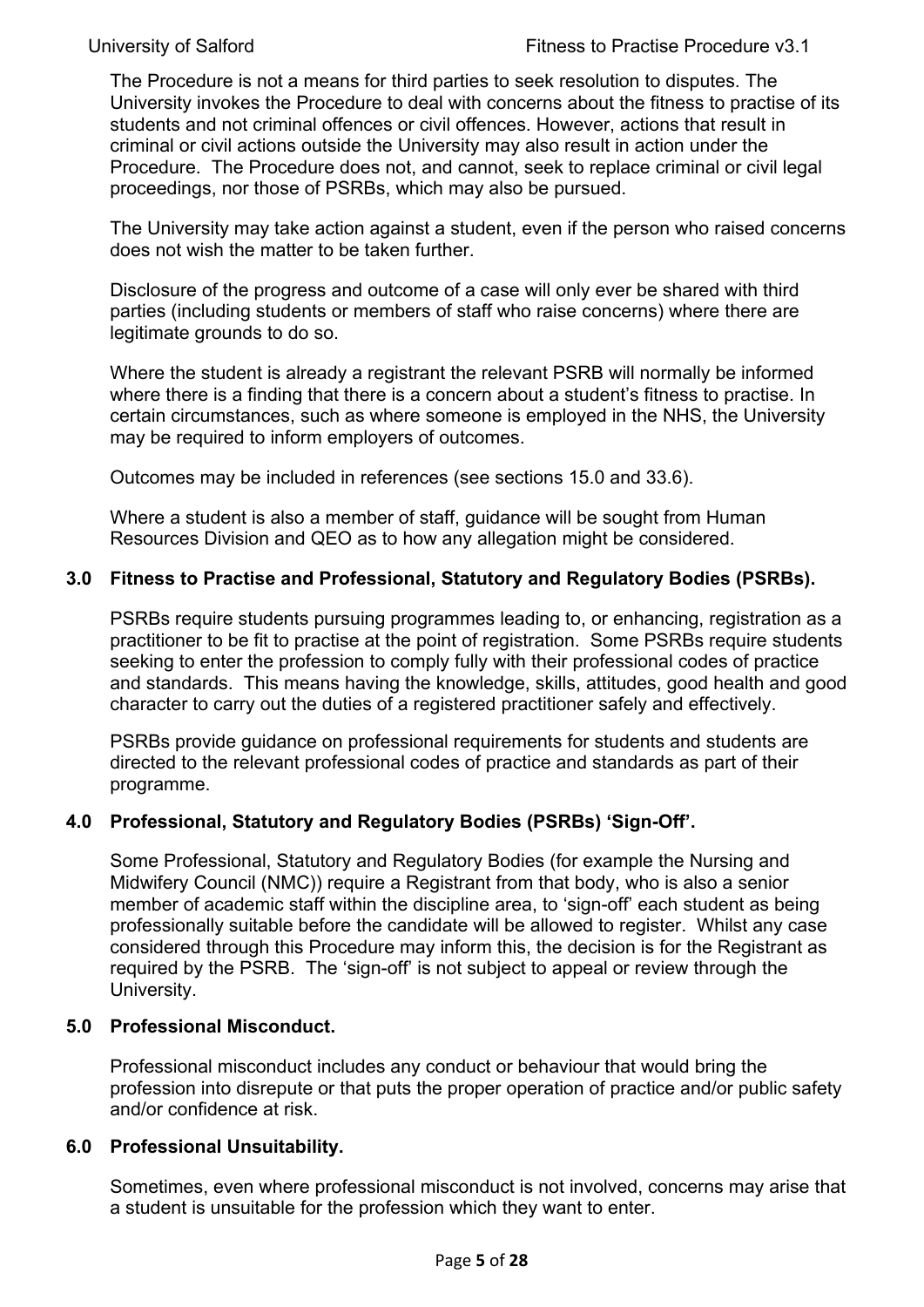The Procedure is not a means for third parties to seek resolution to disputes. The University invokes the Procedure to deal with concerns about the fitness to practise of its students and not criminal offences or civil offences. However, actions that result in criminal or civil actions outside the University may also result in action under the Procedure. The Procedure does not, and cannot, seek to replace criminal or civil legal proceedings, nor those of PSRBs, which may also be pursued.

The University may take action against a student, even if the person who raised concerns does not wish the matter to be taken further.

Disclosure of the progress and outcome of a case will only ever be shared with third parties (including students or members of staff who raise concerns) where there are legitimate grounds to do so.

Where the student is already a registrant the relevant PSRB will normally be informed where there is a finding that there is a concern about a student's fitness to practise. In certain circumstances, such as where someone is employed in the NHS, the University may be required to inform employers of outcomes.

Outcomes may be included in references (see sections 15.0 and 33.6).

Where a student is also a member of staff, guidance will be sought from Human Resources Division and QEO as to how any allegation might be considered.

## 3.0 Fitness to Practise and Professional, Statutory and Regulatory Bodies (PSRBs).

PSRBs require students pursuing programmes leading to, or enhancing, registration as a practitioner to be fit to practise at the point of registration. Some PSRBs require students seeking to enter the profession to comply fully with their professional codes of practice and standards. This means having the knowledge, skills, attitudes, good health and good character to carry out the duties of a registered practitioner safely and effectively.

PSRBs provide guidance on professional requirements for students and students are directed to the relevant professional codes of practice and standards as part of their programme.

## 4.0 Professional, Statutory and Regulatory Bodies (PSRBs) 'Sign-Off'.

Some Professional, Statutory and Regulatory Bodies (for example the Nursing and Midwifery Council (NMC)) require a Registrant from that body, who is also a senior member of academic staff within the discipline area, to 'sign-off' each student as being professionally suitable before the candidate will be allowed to register. Whilst any case considered through this Procedure may inform this, the decision is for the Registrant as required by the PSRB. The 'sign-off' is not subject to appeal or review through the University.

## 5.0 Professional Misconduct.

Professional misconduct includes any conduct or behaviour that would bring the profession into disrepute or that puts the proper operation of practice and/or public safety and/or confidence at risk.

## 6.0 Professional Unsuitability.

Sometimes, even where professional misconduct is not involved, concerns may arise that a student is unsuitable for the profession which they want to enter.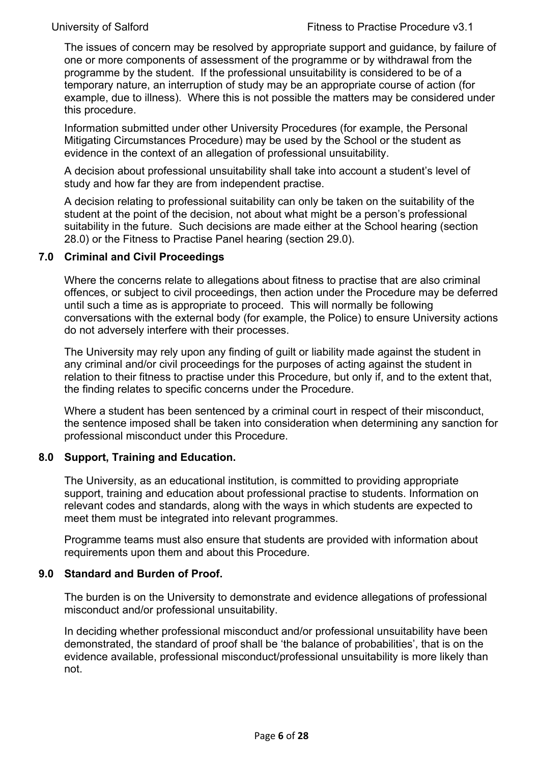The issues of concern may be resolved by appropriate support and guidance, by failure of one or more components of assessment of the programme or by withdrawal from the programme by the student. If the professional unsuitability is considered to be of a temporary nature, an interruption of study may be an appropriate course of action (for example, due to illness). Where this is not possible the matters may be considered under this procedure.

Information submitted under other University Procedures (for example, the Personal Mitigating Circumstances Procedure) may be used by the School or the student as evidence in the context of an allegation of professional unsuitability.

A decision about professional unsuitability shall take into account a student's level of study and how far they are from independent practise.

A decision relating to professional suitability can only be taken on the suitability of the student at the point of the decision, not about what might be a person's professional suitability in the future. Such decisions are made either at the School hearing (section 28.0) or the Fitness to Practise Panel hearing (section 29.0).

## 7.0 Criminal and Civil Proceedings

Where the concerns relate to allegations about fitness to practise that are also criminal offences, or subject to civil proceedings, then action under the Procedure may be deferred until such a time as is appropriate to proceed. This will normally be following conversations with the external body (for example, the Police) to ensure University actions do not adversely interfere with their processes.

The University may rely upon any finding of guilt or liability made against the student in any criminal and/or civil proceedings for the purposes of acting against the student in relation to their fitness to practise under this Procedure, but only if, and to the extent that, the finding relates to specific concerns under the Procedure.

Where a student has been sentenced by a criminal court in respect of their misconduct, the sentence imposed shall be taken into consideration when determining any sanction for professional misconduct under this Procedure.

## 8.0 Support, Training and Education.

The University, as an educational institution, is committed to providing appropriate support, training and education about professional practise to students. Information on relevant codes and standards, along with the ways in which students are expected to meet them must be integrated into relevant programmes.

Programme teams must also ensure that students are provided with information about requirements upon them and about this Procedure.

## 9.0 Standard and Burden of Proof.

The burden is on the University to demonstrate and evidence allegations of professional misconduct and/or professional unsuitability.

In deciding whether professional misconduct and/or professional unsuitability have been demonstrated, the standard of proof shall be 'the balance of probabilities', that is on the evidence available, professional misconduct/professional unsuitability is more likely than not.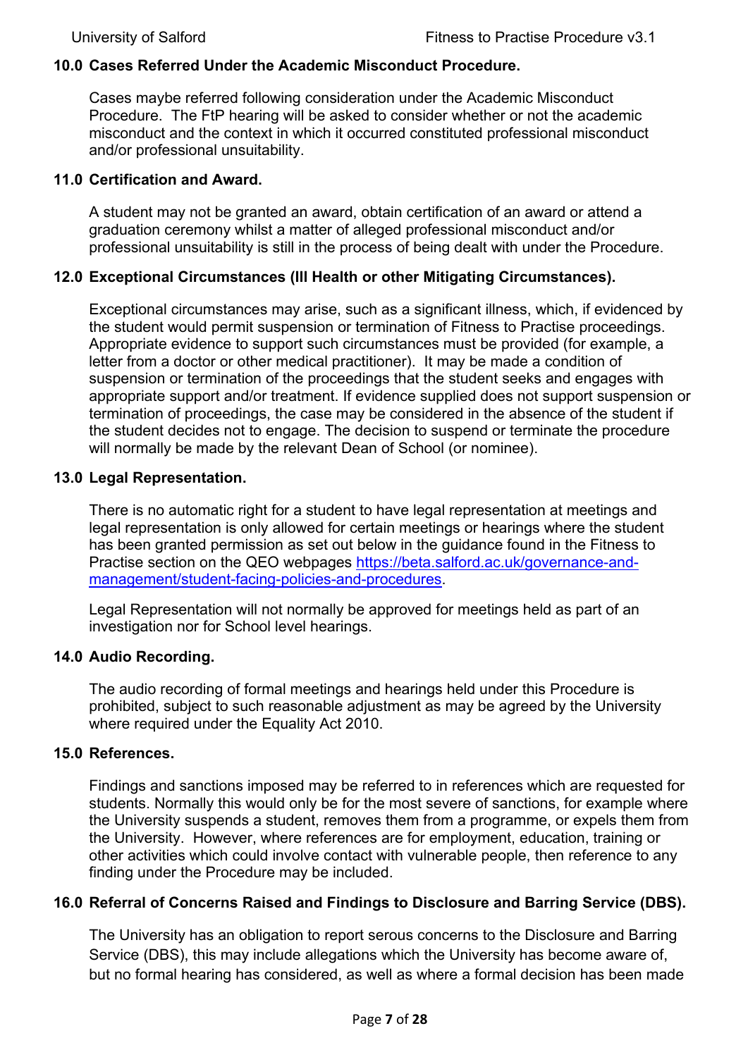## 10.0 Cases Referred Under the Academic Misconduct Procedure.

Cases maybe referred following consideration under the Academic Misconduct Procedure. The FtP hearing will be asked to consider whether or not the academic misconduct and the context in which it occurred constituted professional misconduct and/or professional unsuitability.

## 11.0 Certification and Award.

A student may not be granted an award, obtain certification of an award or attend a graduation ceremony whilst a matter of alleged professional misconduct and/or professional unsuitability is still in the process of being dealt with under the Procedure.

## 12.0 Exceptional Circumstances (Ill Health or other Mitigating Circumstances).

Exceptional circumstances may arise, such as a significant illness, which, if evidenced by the student would permit suspension or termination of Fitness to Practise proceedings. Appropriate evidence to support such circumstances must be provided (for example, a letter from a doctor or other medical practitioner). It may be made a condition of suspension or termination of the proceedings that the student seeks and engages with appropriate support and/or treatment. If evidence supplied does not support suspension or termination of proceedings, the case may be considered in the absence of the student if the student decides not to engage. The decision to suspend or terminate the procedure will normally be made by the relevant Dean of School (or nominee).

## 13.0 Legal Representation.

There is no automatic right for a student to have legal representation at meetings and legal representation is only allowed for certain meetings or hearings where the student has been granted permission as set out below in the guidance found in the Fitness to Practise section on the QEO webpages [https://beta.salford.ac.uk/governance-and-management/student-facing-policies-and-procedures](https://beta.salford.ac.uk/governance-and-management/student-facing-policies-and-procedures).

Legal Representation will not normally be approved for meetings held as part of an investigation nor for School level hearings.

## 14.0 Audio Recording.

The audio recording of formal meetings and hearings held under this Procedure is prohibited, subject to such reasonable adjustment as may be agreed by the University where required under the Equality Act 2010.

## 15.0 References.

Findings and sanctions imposed may be referred to in references which are requested for students. Normally this would only be for the most severe of sanctions, for example where the University suspends a student, removes them from a programme, or expels them from the University. However, where references are for employment, education, training or other activities which could involve contact with vulnerable people, then reference to any finding under the Procedure may be included.

## 16.0 Referral of Concerns Raised and Findings to Disclosure and Barring Service (DBS).

The University has an obligation to report serous concerns to the Disclosure and Barring Service (DBS), this may include allegations which the University has become aware of, but no formal hearing has considered, as well as where a formal decision has been made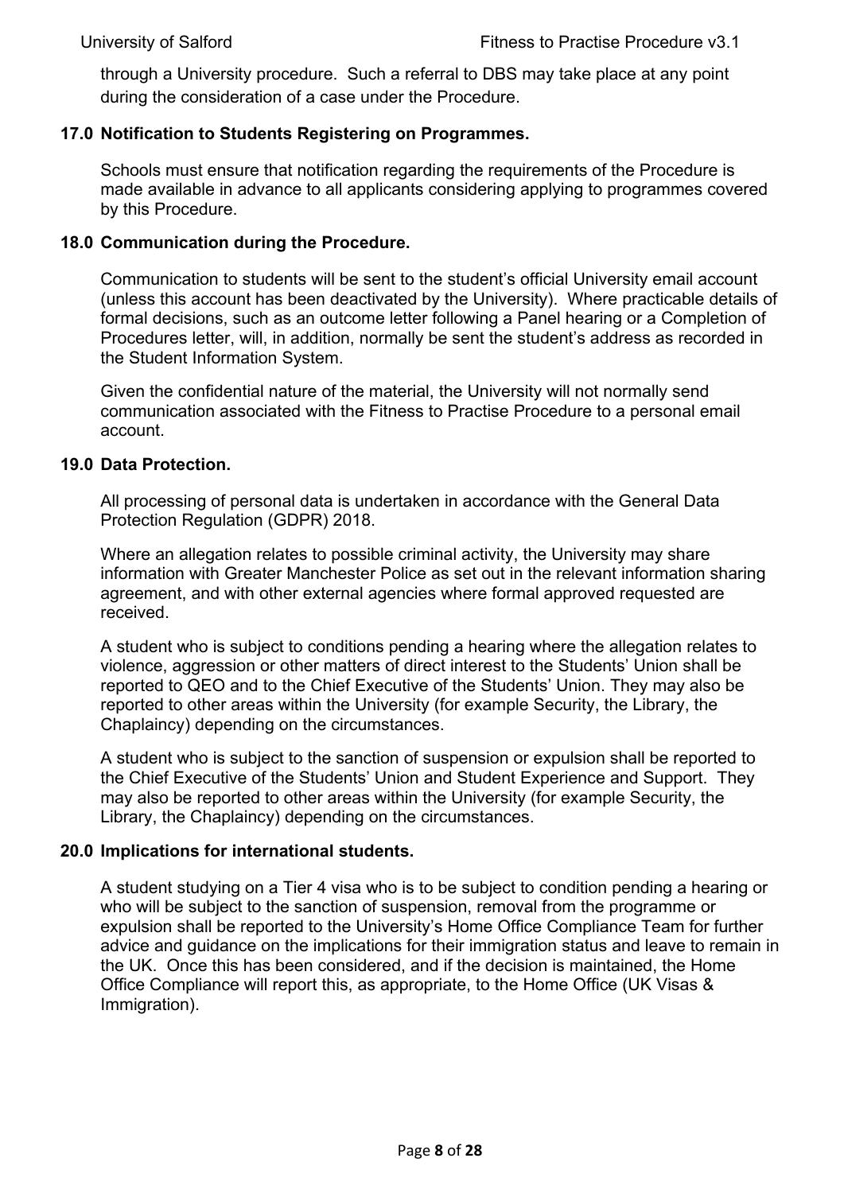through a University procedure. Such a referral to DBS may take place at any point during the consideration of a case under the Procedure.

## 17.0 Notification to Students Registering on Programmes.

Schools must ensure that notification regarding the requirements of the Procedure is made available in advance to all applicants considering applying to programmes covered by this Procedure.

## 18.0 Communication during the Procedure.

Communication to students will be sent to the student's official University email account (unless this account has been deactivated by the University). Where practicable details of formal decisions, such as an outcome letter following a Panel hearing or a Completion of Procedures letter, will, in addition, normally be sent the student's address as recorded in the Student Information System.

Given the confidential nature of the material, the University will not normally send communication associated with the Fitness to Practise Procedure to a personal email account.

## 19.0 Data Protection.

All processing of personal data is undertaken in accordance with the General Data Protection Regulation (GDPR) 2018.

Where an allegation relates to possible criminal activity, the University may share information with Greater Manchester Police as set out in the relevant information sharing agreement, and with other external agencies where formal approved requested are received.

A student who is subject to conditions pending a hearing where the allegation relates to violence, aggression or other matters of direct interest to the Students' Union shall be reported to QEO and to the Chief Executive of the Students' Union. They may also be reported to other areas within the University (for example Security, the Library, the Chaplaincy) depending on the circumstances.

A student who is subject to the sanction of suspension or expulsion shall be reported to the Chief Executive of the Students' Union and Student Experience and Support. They may also be reported to other areas within the University (for example Security, the Library, the Chaplaincy) depending on the circumstances.

## 20.0 Implications for international students.

A student studying on a Tier 4 visa who is to be subject to condition pending a hearing or who will be subject to the sanction of suspension, removal from the programme or expulsion shall be reported to the University's Home Office Compliance Team for further advice and guidance on the implications for their immigration status and leave to remain in the UK. Once this has been considered, and if the decision is maintained, the Home Office Compliance will report this, as appropriate, to the Home Office (UK Visas & Immigration).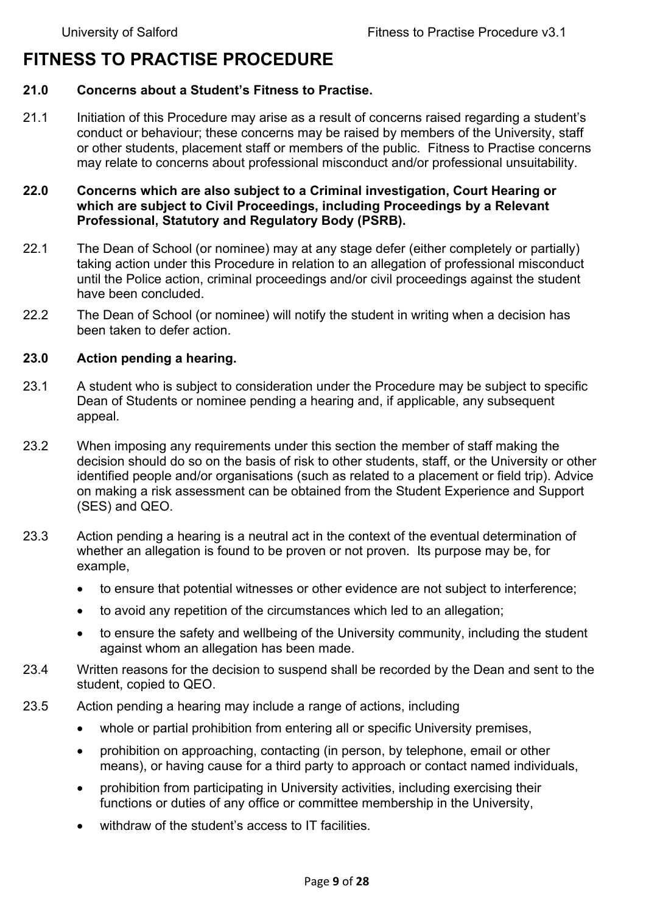# FITNESS TO PRACTISE PROCEDURE

**21.0 Concerns about a Student's Fitness to Practise.**

21.1 Initiation of this Procedure may arise as a result of concerns raised regarding a student's conduct or behaviour; these concerns may be raised by members of the University, staff or other students, placement staff or members of the public. Fitness to Practise concerns may relate to concerns about professional misconduct and/or professional unsuitability.

**22.0 Concerns which are also subject to a Criminal investigation, Court Hearing or which are subject to Civil Proceedings, including Proceedings by a Relevant Professional, Statutory and Regulatory Body (PSRB).**

22.1 The Dean of School (or nominee) may at any stage defer (either completely or partially) taking action under this Procedure in relation to an allegation of professional misconduct until the Police action, criminal proceedings and/or civil proceedings against the student have been concluded.

22.2 The Dean of School (or nominee) will notify the student in writing when a decision has been taken to defer action.

**23.0 Action pending a hearing.**

23.1 A student who is subject to consideration under the Procedure may be subject to specific Dean of Students or nominee pending a hearing and, if applicable, any subsequent appeal.

23.2 When imposing any requirements under this section the member of staff making the decision should do so on the basis of risk to other students, staff, or the University or other identified people and/or organisations (such as related to a placement or field trip). Advice on making a risk assessment can be obtained from the Student Experience and Support (SES) and QEO.

23.3 Action pending a hearing is a neutral act in the context of the eventual determination of whether an allegation is found to be proven or not proven. Its purpose may be, for example,

- to ensure that potential witnesses or other evidence are not subject to interference;
- to avoid any repetition of the circumstances which led to an allegation;
- to ensure the safety and wellbeing of the University community, including the student against whom an allegation has been made.

23.4 Written reasons for the decision to suspend shall be recorded by the Dean and sent to the student, copied to QEO.

23.5 Action pending a hearing may include a range of actions, including

- whole or partial prohibition from entering all or specific University premises,
- prohibition on approaching, contacting (in person, by telephone, email or other means), or having cause for a third party to approach or contact named individuals,
- prohibition from participating in University activities, including exercising their functions or duties of any office or committee membership in the University,
- withdraw of the student's access to IT facilities.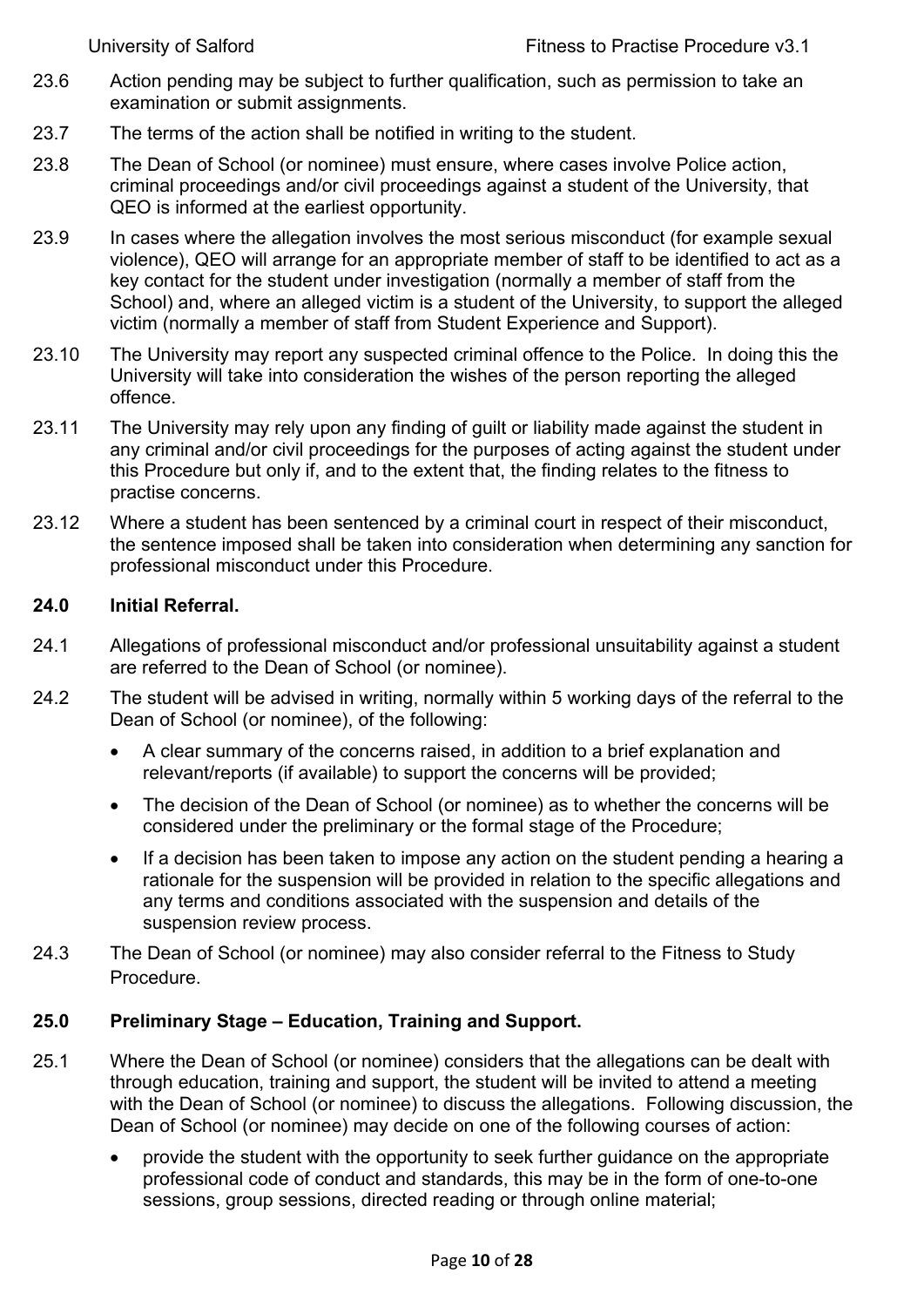23.6 Action pending may be subject to further qualification, such as permission to take an examination or submit assignments.

23.7 The terms of the action shall be notified in writing to the student.

23.8 The Dean of School (or nominee) must ensure, where cases involve Police action, criminal proceedings and/or civil proceedings against a student of the University, that QEO is informed at the earliest opportunity.

23.9 In cases where the allegation involves the most serious misconduct (for example sexual violence), QEO will arrange for an appropriate member of staff to be identified to act as a key contact for the student under investigation (normally a member of staff from the School) and, where an alleged victim is a student of the University, to support the alleged victim (normally a member of staff from Student Experience and Support).

23.10 The University may report any suspected criminal offence to the Police. In doing this the University will take into consideration the wishes of the person reporting the alleged offence.

23.11 The University may rely upon any finding of guilt or liability made against the student in any criminal and/or civil proceedings for the purposes of acting against the student under this Procedure but only if, and to the extent that, the finding relates to the fitness to practise concerns.

23.12 Where a student has been sentenced by a criminal court in respect of their misconduct, the sentence imposed shall be taken into consideration when determining any sanction for professional misconduct under this Procedure.

## 24.0 Initial Referral.

24.1 Allegations of professional misconduct and/or professional unsuitability against a student are referred to the Dean of School (or nominee).

24.2 The student will be advised in writing, normally within 5 working days of the referral to the Dean of School (or nominee), of the following:

- A clear summary of the concerns raised, in addition to a brief explanation and relevant/reports (if available) to support the concerns will be provided;
- The decision of the Dean of School (or nominee) as to whether the concerns will be considered under the preliminary or the formal stage of the Procedure;
- If a decision has been taken to impose any action on the student pending a hearing a rationale for the suspension will be provided in relation to the specific allegations and any terms and conditions associated with the suspension and details of the suspension review process.

24.3 The Dean of School (or nominee) may also consider referral to the Fitness to Study Procedure.

## 25.0 Preliminary Stage – Education, Training and Support.

25.1 Where the Dean of School (or nominee) considers that the allegations can be dealt with through education, training and support, the student will be invited to attend a meeting with the Dean of School (or nominee) to discuss the allegations. Following discussion, the Dean of School (or nominee) may decide on one of the following courses of action:

- provide the student with the opportunity to seek further guidance on the appropriate professional code of conduct and standards, this may be in the form of one-to-one sessions, group sessions, directed reading or through online material;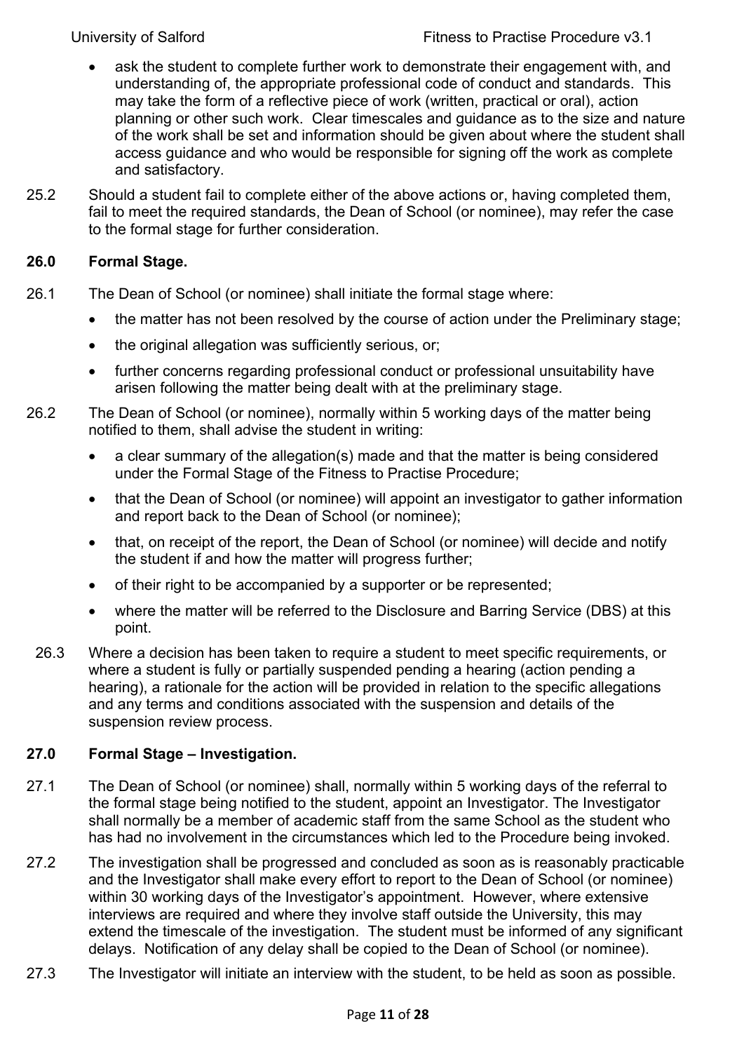- ask the student to complete further work to demonstrate their engagement with, and understanding of, the appropriate professional code of conduct and standards. This may take the form of a reflective piece of work (written, practical or oral), action planning or other such work. Clear timescales and guidance as to the size and nature of the work shall be set and information should be given about where the student shall access guidance and who would be responsible for signing off the work as complete and satisfactory.

25.2 Should a student fail to complete either of the above actions or, having completed them, fail to meet the required standards, the Dean of School (or nominee), may refer the case to the formal stage for further consideration.

## 26.0 Formal Stage.

26.1 The Dean of School (or nominee) shall initiate the formal stage where:

- the matter has not been resolved by the course of action under the Preliminary stage;
- the original allegation was sufficiently serious, or;
- further concerns regarding professional conduct or professional unsuitability have arisen following the matter being dealt with at the preliminary stage.

26.2 The Dean of School (or nominee), normally within 5 working days of the matter being notified to them, shall advise the student in writing:

- a clear summary of the allegation(s) made and that the matter is being considered under the Formal Stage of the Fitness to Practise Procedure;
- that the Dean of School (or nominee) will appoint an investigator to gather information and report back to the Dean of School (or nominee);
- that, on receipt of the report, the Dean of School (or nominee) will decide and notify the student if and how the matter will progress further;
- of their right to be accompanied by a supporter or be represented;
- where the matter will be referred to the Disclosure and Barring Service (DBS) at this point.

26.3 Where a decision has been taken to require a student to meet specific requirements, or where a student is fully or partially suspended pending a hearing (action pending a hearing), a rationale for the action will be provided in relation to the specific allegations and any terms and conditions associated with the suspension and details of the suspension review process.

## 27.0 Formal Stage – Investigation.

27.1 The Dean of School (or nominee) shall, normally within 5 working days of the referral to the formal stage being notified to the student, appoint an Investigator. The Investigator shall normally be a member of academic staff from the same School as the student who has had no involvement in the circumstances which led to the Procedure being invoked.

27.2 The investigation shall be progressed and concluded as soon as is reasonably practicable and the Investigator shall make every effort to report to the Dean of School (or nominee) within 30 working days of the Investigator's appointment. However, where extensive interviews are required and where they involve staff outside the University, this may extend the timescale of the investigation. The student must be informed of any significant delays. Notification of any delay shall be copied to the Dean of School (or nominee).

27.3 The Investigator will initiate an interview with the student, to be held as soon as possible.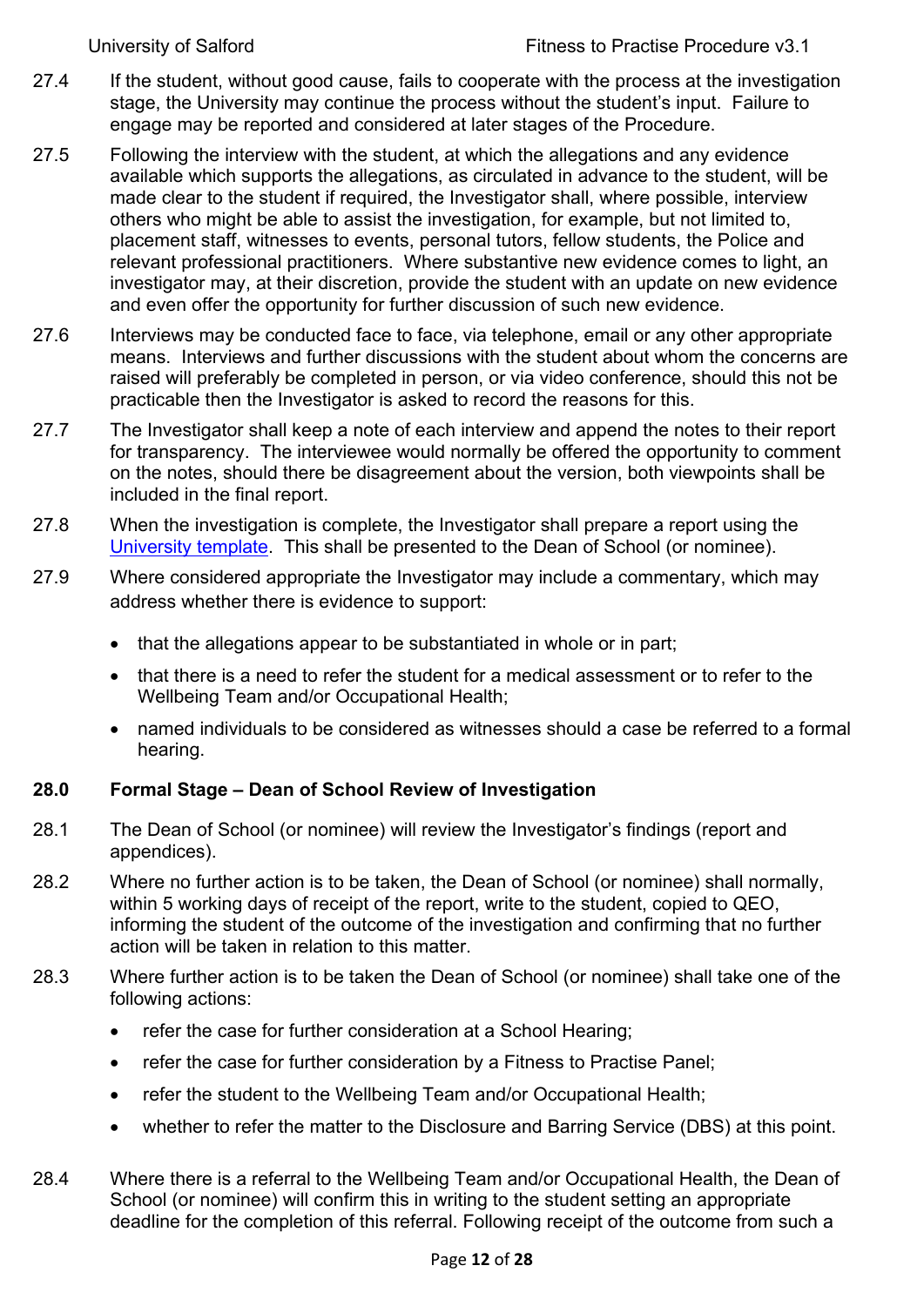27.4 If the student, without good cause, fails to cooperate with the process at the investigation stage, the University may continue the process without the student's input. Failure to engage may be reported and considered at later stages of the Procedure.

27.5 Following the interview with the student, at which the allegations and any evidence available which supports the allegations, as circulated in advance to the student, will be made clear to the student if required, the Investigator shall, where possible, interview others who might be able to assist the investigation, for example, but not limited to, placement staff, witnesses to events, personal tutors, fellow students, the Police and relevant professional practitioners. Where substantive new evidence comes to light, an investigator may, at their discretion, provide the student with an update on new evidence and even offer the opportunity for further discussion of such new evidence.

27.6 Interviews may be conducted face to face, via telephone, email or any other appropriate means. Interviews and further discussions with the student about whom the concerns are raised will preferably be completed in person, or via video conference, should this not be practicable then the Investigator is asked to record the reasons for this.

27.7 The Investigator shall keep a note of each interview and append the notes to their report for transparency. The interviewee would normally be offered the opportunity to comment on the notes, should there be disagreement about the version, both viewpoints shall be included in the final report.

27.8 When the investigation is complete, the Investigator shall prepare a report using the University template. This shall be presented to the Dean of School (or nominee).

27.9 Where considered appropriate the Investigator may include a commentary, which may address whether there is evidence to support:

- that the allegations appear to be substantiated in whole or in part;
- that there is a need to refer the student for a medical assessment or to refer to the Wellbeing Team and/or Occupational Health;
- named individuals to be considered as witnesses should a case be referred to a formal hearing.

## 28.0 Formal Stage – Dean of School Review of Investigation

28.1 The Dean of School (or nominee) will review the Investigator's findings (report and appendices).

28.2 Where no further action is to be taken, the Dean of School (or nominee) shall normally, within 5 working days of receipt of the report, write to the student, copied to QEO, informing the student of the outcome of the investigation and confirming that no further action will be taken in relation to this matter.

28.3 Where further action is to be taken the Dean of School (or nominee) shall take one of the following actions:

- refer the case for further consideration at a School Hearing;
- refer the case for further consideration by a Fitness to Practise Panel;
- refer the student to the Wellbeing Team and/or Occupational Health;
- whether to refer the matter to the Disclosure and Barring Service (DBS) at this point.

28.4 Where there is a referral to the Wellbeing Team and/or Occupational Health, the Dean of School (or nominee) will confirm this in writing to the student setting an appropriate deadline for the completion of this referral. Following receipt of the outcome from such a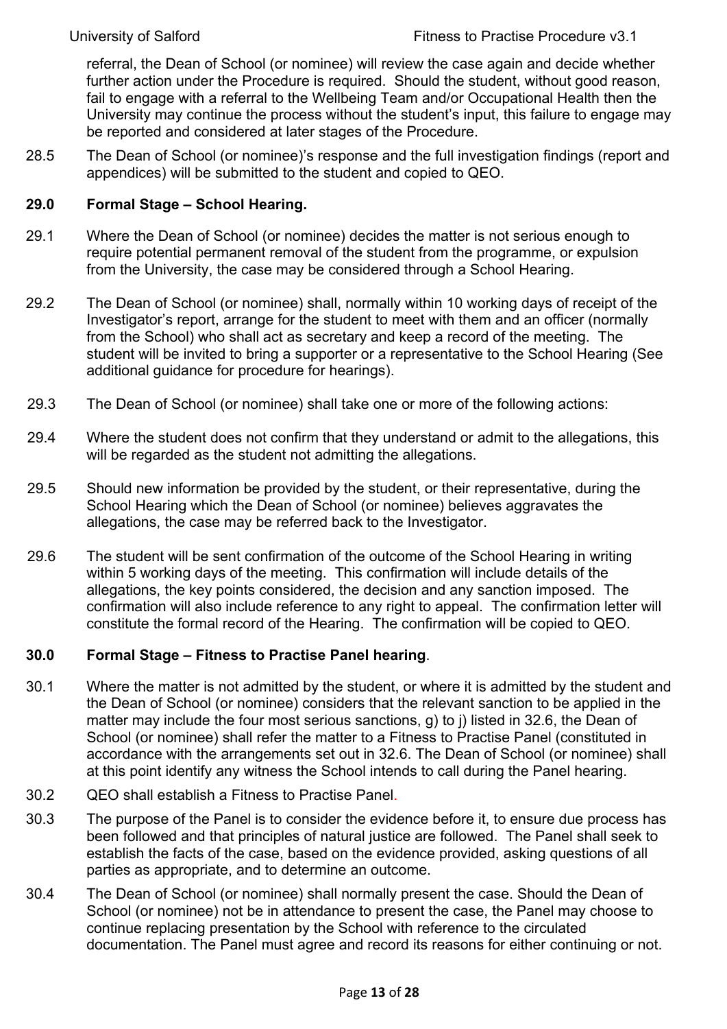referral, the Dean of School (or nominee) will review the case again and decide whether further action under the Procedure is required. Should the student, without good reason, fail to engage with a referral to the Wellbeing Team and/or Occupational Health then the University may continue the process without the student's input, this failure to engage may be reported and considered at later stages of the Procedure.

28.5 The Dean of School (or nominee)'s response and the full investigation findings (report and appendices) will be submitted to the student and copied to QEO.

## 29.0 Formal Stage – School Hearing.

29.1 Where the Dean of School (or nominee) decides the matter is not serious enough to require potential permanent removal of the student from the programme, or expulsion from the University, the case may be considered through a School Hearing.

29.2 The Dean of School (or nominee) shall, normally within 10 working days of receipt of the Investigator's report, arrange for the student to meet with them and an officer (normally from the School) who shall act as secretary and keep a record of the meeting. The student will be invited to bring a supporter or a representative to the School Hearing (See additional guidance for procedure for hearings).

29.3 The Dean of School (or nominee) shall take one or more of the following actions:

29.4 Where the student does not confirm that they understand or admit to the allegations, this will be regarded as the student not admitting the allegations.

29.5 Should new information be provided by the student, or their representative, during the School Hearing which the Dean of School (or nominee) believes aggravates the allegations, the case may be referred back to the Investigator.

29.6 The student will be sent confirmation of the outcome of the School Hearing in writing within 5 working days of the meeting. This confirmation will include details of the allegations, the key points considered, the decision and any sanction imposed. The confirmation will also include reference to any right to appeal. The confirmation letter will constitute the formal record of the Hearing. The confirmation will be copied to QEO.

## 30.0 Formal Stage – Fitness to Practise Panel hearing.

30.1 Where the matter is not admitted by the student, or where it is admitted by the student and the Dean of School (or nominee) considers that the relevant sanction to be applied in the matter may include the four most serious sanctions, g) to j) listed in 32.6, the Dean of School (or nominee) shall refer the matter to a Fitness to Practise Panel (constituted in accordance with the arrangements set out in 32.6. The Dean of School (or nominee) shall at this point identify any witness the School intends to call during the Panel hearing.

30.2 QEO shall establish a Fitness to Practise Panel.

30.3 The purpose of the Panel is to consider the evidence before it, to ensure due process has been followed and that principles of natural justice are followed. The Panel shall seek to establish the facts of the case, based on the evidence provided, asking questions of all parties as appropriate, and to determine an outcome.

30.4 The Dean of School (or nominee) shall normally present the case. Should the Dean of School (or nominee) not be in attendance to present the case, the Panel may choose to continue replacing presentation by the School with reference to the circulated documentation. The Panel must agree and record its reasons for either continuing or not.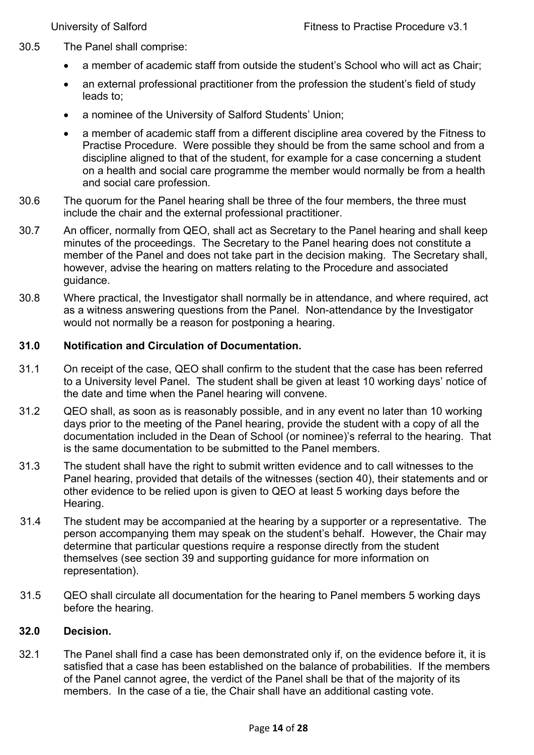30.5 The Panel shall comprise:

- a member of academic staff from outside the student's School who will act as Chair;
- an external professional practitioner from the profession the student's field of study leads to;
- a nominee of the University of Salford Students' Union;
- a member of academic staff from a different discipline area covered by the Fitness to Practise Procedure. Were possible they should be from the same school and from a discipline aligned to that of the student, for example for a case concerning a student on a health and social care programme the member would normally be from a health and social care profession.

30.6 The quorum for the Panel hearing shall be three of the four members, the three must include the chair and the external professional practitioner.

30.7 An officer, normally from QEO, shall act as Secretary to the Panel hearing and shall keep minutes of the proceedings. The Secretary to the Panel hearing does not constitute a member of the Panel and does not take part in the decision making. The Secretary shall, however, advise the hearing on matters relating to the Procedure and associated guidance.

30.8 Where practical, the Investigator shall normally be in attendance, and where required, act as a witness answering questions from the Panel. Non-attendance by the Investigator would not normally be a reason for postponing a hearing.

**31.0 Notification and Circulation of Documentation.**

31.1 On receipt of the case, QEO shall confirm to the student that the case has been referred to a University level Panel. The student shall be given at least 10 working days' notice of the date and time when the Panel hearing will convene.

31.2 QEO shall, as soon as is reasonably possible, and in any event no later than 10 working days prior to the meeting of the Panel hearing, provide the student with a copy of all the documentation included in the Dean of School (or nominee)'s referral to the hearing. That is the same documentation to be submitted to the Panel members.

31.3 The student shall have the right to submit written evidence and to call witnesses to the Panel hearing, provided that details of the witnesses (section 40), their statements and or other evidence to be relied upon is given to QEO at least 5 working days before the Hearing.

31.4 The student may be accompanied at the hearing by a supporter or a representative. The person accompanying them may speak on the student's behalf. However, the Chair may determine that particular questions require a response directly from the student themselves (see section 39 and supporting guidance for more information on representation).

31.5 QEO shall circulate all documentation for the hearing to Panel members 5 working days before the hearing.

**32.0 Decision.**

32.1 The Panel shall find a case has been demonstrated only if, on the evidence before it, it is satisfied that a case has been established on the balance of probabilities. If the members of the Panel cannot agree, the verdict of the Panel shall be that of the majority of its members. In the case of a tie, the Chair shall have an additional casting vote.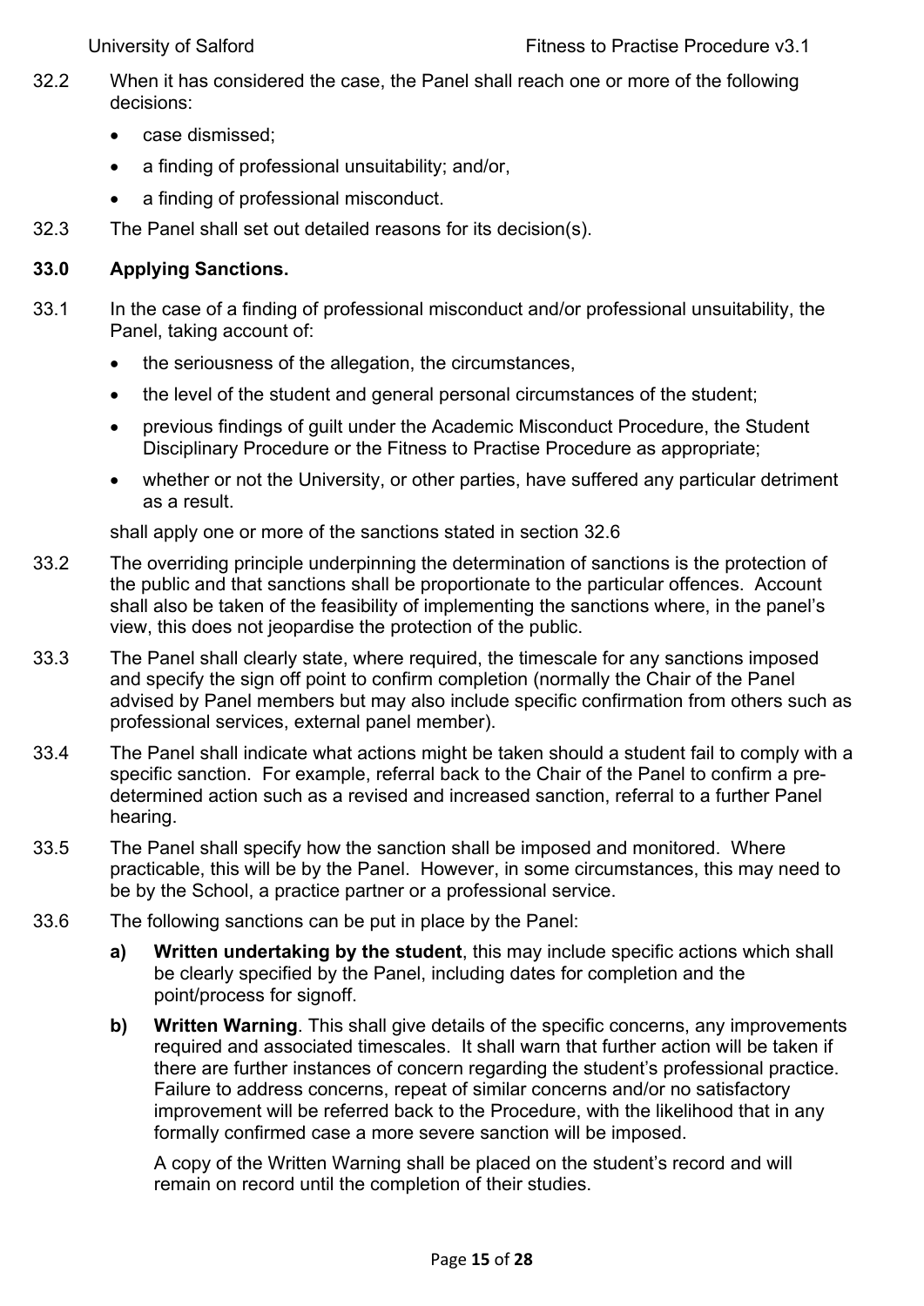32.2 When it has considered the case, the Panel shall reach one or more of the following decisions:

- case dismissed;
- a finding of professional unsuitability; and/or,
- a finding of professional misconduct.

32.3 The Panel shall set out detailed reasons for its decision(s).

## 33.0 Applying Sanctions.

33.1 In the case of a finding of professional misconduct and/or professional unsuitability, the Panel, taking account of:

- the seriousness of the allegation, the circumstances,
- the level of the student and general personal circumstances of the student;
- previous findings of guilt under the Academic Misconduct Procedure, the Student Disciplinary Procedure or the Fitness to Practise Procedure as appropriate;
- whether or not the University, or other parties, have suffered any particular detriment as a result.

shall apply one or more of the sanctions stated in section 32.6

33.2 The overriding principle underpinning the determination of sanctions is the protection of the public and that sanctions shall be proportionate to the particular offences. Account shall also be taken of the feasibility of implementing the sanctions where, in the panel's view, this does not jeopardise the protection of the public.

33.3 The Panel shall clearly state, where required, the timescale for any sanctions imposed and specify the sign off point to confirm completion (normally the Chair of the Panel advised by Panel members but may also include specific confirmation from others such as professional services, external panel member).

33.4 The Panel shall indicate what actions might be taken should a student fail to comply with a specific sanction. For example, referral back to the Chair of the Panel to confirm a pre-determined action such as a revised and increased sanction, referral to a further Panel hearing.

33.5 The Panel shall specify how the sanction shall be imposed and monitored. Where practicable, this will be by the Panel. However, in some circumstances, this may need to be by the School, a practice partner or a professional service.

33.6 The following sanctions can be put in place by the Panel:

**a) Written undertaking by the student**, this may include specific actions which shall be clearly specified by the Panel, including dates for completion and the point/process for signoff.

**b) Written Warning**. This shall give details of the specific concerns, any improvements required and associated timescales. It shall warn that further action will be taken if there are further instances of concern regarding the student's professional practice. Failure to address concerns, repeat of similar concerns and/or no satisfactory improvement will be referred back to the Procedure, with the likelihood that in any formally confirmed case a more severe sanction will be imposed.

A copy of the Written Warning shall be placed on the student's record and will remain on record until the completion of their studies.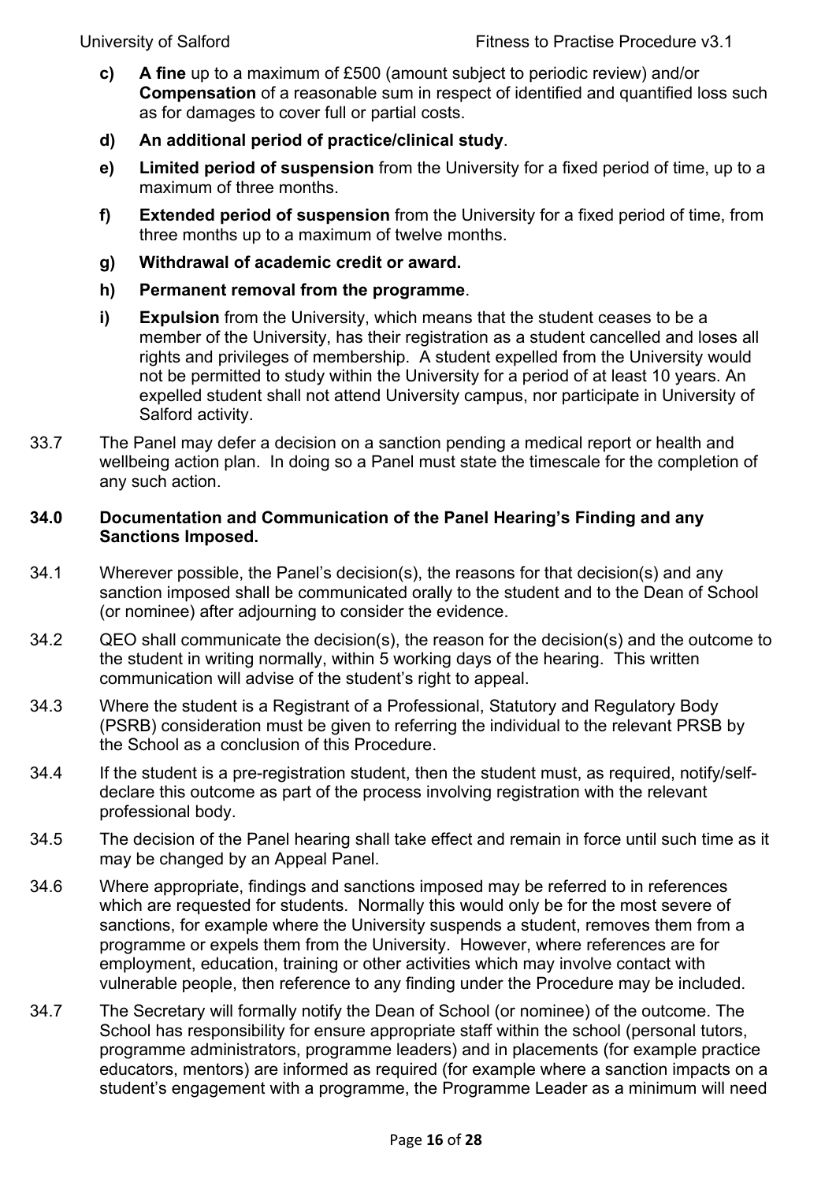- **c) A fine** up to a maximum of £500 (amount subject to periodic review) and/or **Compensation** of a reasonable sum in respect of identified and quantified loss such as for damages to cover full or partial costs.
- **d) An additional period of practice/clinical study**.
- **e) Limited period of suspension** from the University for a fixed period of time, up to a maximum of three months.
- **f) Extended period of suspension** from the University for a fixed period of time, from three months up to a maximum of twelve months.
- **g) Withdrawal of academic credit or award.**
- **h) Permanent removal from the programme**.
- **i) Expulsion** from the University, which means that the student ceases to be a member of the University, has their registration as a student cancelled and loses all rights and privileges of membership. A student expelled from the University would not be permitted to study within the University for a period of at least 10 years. An expelled student shall not attend University campus, nor participate in University of Salford activity.

33.7 The Panel may defer a decision on a sanction pending a medical report or health and wellbeing action plan. In doing so a Panel must state the timescale for the completion of any such action.

## 34.0 Documentation and Communication of the Panel Hearing's Finding and any Sanctions Imposed.

34.1 Wherever possible, the Panel's decision(s), the reasons for that decision(s) and any sanction imposed shall be communicated orally to the student and to the Dean of School (or nominee) after adjourning to consider the evidence.

34.2 QEO shall communicate the decision(s), the reason for the decision(s) and the outcome to the student in writing normally, within 5 working days of the hearing. This written communication will advise of the student's right to appeal.

34.3 Where the student is a Registrant of a Professional, Statutory and Regulatory Body (PSRB) consideration must be given to referring the individual to the relevant PRSB by the School as a conclusion of this Procedure.

34.4 If the student is a pre-registration student, then the student must, as required, notify/self-declare this outcome as part of the process involving registration with the relevant professional body.

34.5 The decision of the Panel hearing shall take effect and remain in force until such time as it may be changed by an Appeal Panel.

34.6 Where appropriate, findings and sanctions imposed may be referred to in references which are requested for students. Normally this would only be for the most severe of sanctions, for example where the University suspends a student, removes them from a programme or expels them from the University. However, where references are for employment, education, training or other activities which may involve contact with vulnerable people, then reference to any finding under the Procedure may be included.

34.7 The Secretary will formally notify the Dean of School (or nominee) of the outcome. The School has responsibility for ensure appropriate staff within the school (personal tutors, programme administrators, programme leaders) and in placements (for example practice educators, mentors) are informed as required (for example where a sanction impacts on a student's engagement with a programme, the Programme Leader as a minimum will need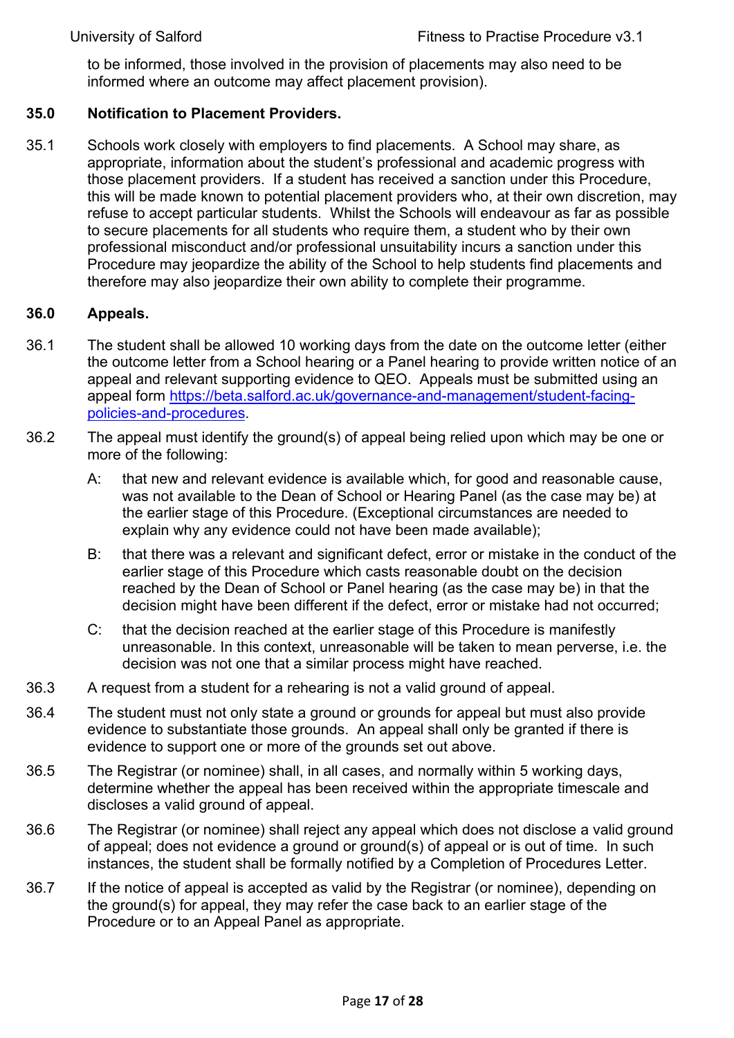to be informed, those involved in the provision of placements may also need to be informed where an outcome may affect placement provision).

## 35.0 Notification to Placement Providers.

35.1 Schools work closely with employers to find placements. A School may share, as appropriate, information about the student's professional and academic progress with those placement providers. If a student has received a sanction under this Procedure, this will be made known to potential placement providers who, at their own discretion, may refuse to accept particular students. Whilst the Schools will endeavour as far as possible to secure placements for all students who require them, a student who by their own professional misconduct and/or professional unsuitability incurs a sanction under this Procedure may jeopardize the ability of the School to help students find placements and therefore may also jeopardize their own ability to complete their programme.

## 36.0 Appeals.

36.1 The student shall be allowed 10 working days from the date on the outcome letter (either the outcome letter from a School hearing or a Panel hearing to provide written notice of an appeal and relevant supporting evidence to QEO. Appeals must be submitted using an appeal form [https://beta.salford.ac.uk/governance-and-management/student-facing-policies-and-procedures](https://beta.salford.ac.uk/governance-and-management/student-facing-policies-and-procedures).

36.2 The appeal must identify the ground(s) of appeal being relied upon which may be one or more of the following:

- A: that new and relevant evidence is available which, for good and reasonable cause, was not available to the Dean of School or Hearing Panel (as the case may be) at the earlier stage of this Procedure. (Exceptional circumstances are needed to explain why any evidence could not have been made available);
- B: that there was a relevant and significant defect, error or mistake in the conduct of the earlier stage of this Procedure which casts reasonable doubt on the decision reached by the Dean of School or Panel hearing (as the case may be) in that the decision might have been different if the defect, error or mistake had not occurred;
- C: that the decision reached at the earlier stage of this Procedure is manifestly unreasonable. In this context, unreasonable will be taken to mean perverse, i.e. the decision was not one that a similar process might have reached.

36.3 A request from a student for a rehearing is not a valid ground of appeal.

36.4 The student must not only state a ground or grounds for appeal but must also provide evidence to substantiate those grounds. An appeal shall only be granted if there is evidence to support one or more of the grounds set out above.

36.5 The Registrar (or nominee) shall, in all cases, and normally within 5 working days, determine whether the appeal has been received within the appropriate timescale and discloses a valid ground of appeal.

36.6 The Registrar (or nominee) shall reject any appeal which does not disclose a valid ground of appeal; does not evidence a ground or ground(s) of appeal or is out of time. In such instances, the student shall be formally notified by a Completion of Procedures Letter.

36.7 If the notice of appeal is accepted as valid by the Registrar (or nominee), depending on the ground(s) for appeal, they may refer the case back to an earlier stage of the Procedure or to an Appeal Panel as appropriate.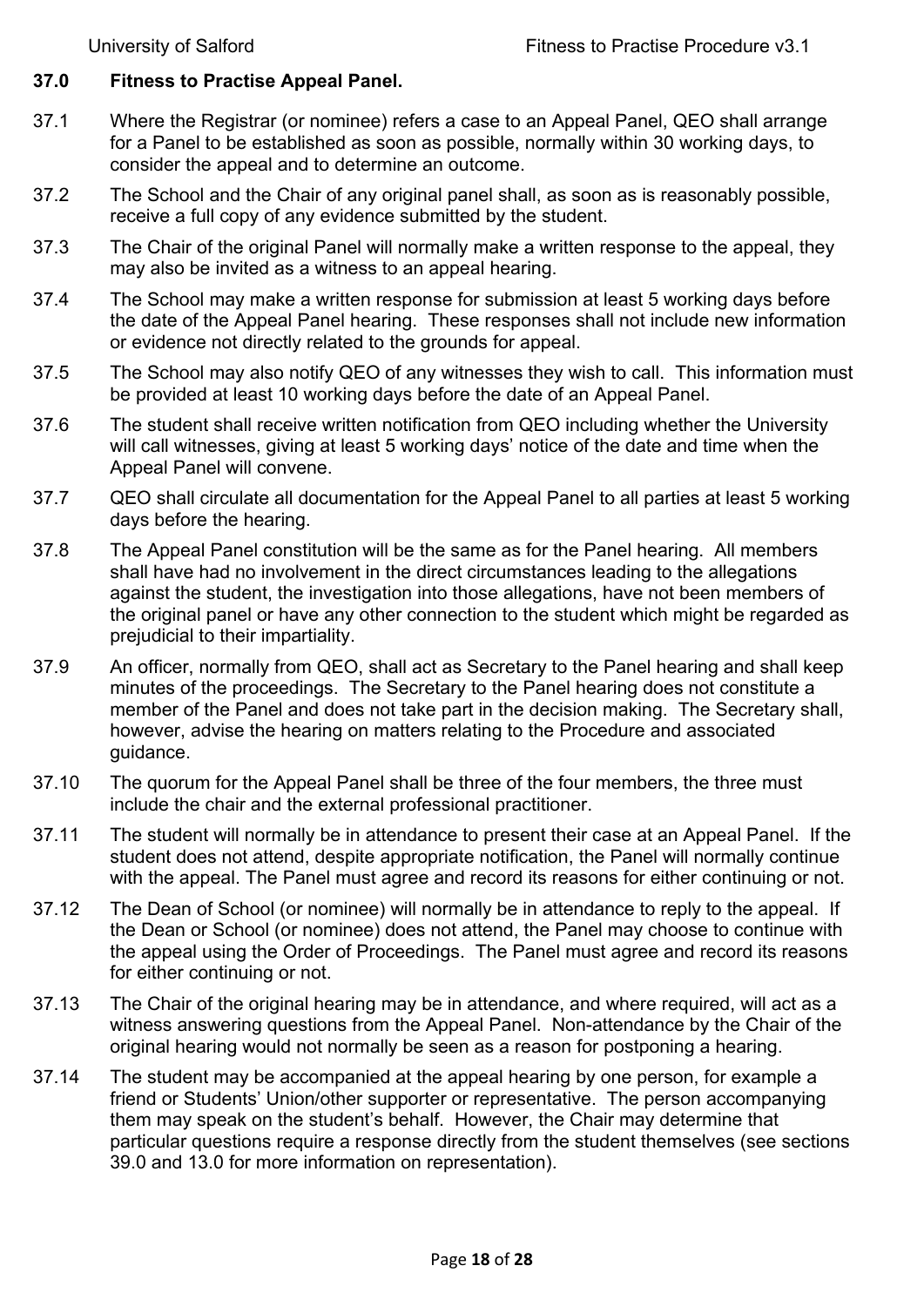## 37.0 Fitness to Practise Appeal Panel.

37.1 Where the Registrar (or nominee) refers a case to an Appeal Panel, QEO shall arrange for a Panel to be established as soon as possible, normally within 30 working days, to consider the appeal and to determine an outcome.

37.2 The School and the Chair of any original panel shall, as soon as is reasonably possible, receive a full copy of any evidence submitted by the student.

37.3 The Chair of the original Panel will normally make a written response to the appeal, they may also be invited as a witness to an appeal hearing.

37.4 The School may make a written response for submission at least 5 working days before the date of the Appeal Panel hearing. These responses shall not include new information or evidence not directly related to the grounds for appeal.

37.5 The School may also notify QEO of any witnesses they wish to call. This information must be provided at least 10 working days before the date of an Appeal Panel.

37.6 The student shall receive written notification from QEO including whether the University will call witnesses, giving at least 5 working days' notice of the date and time when the Appeal Panel will convene.

37.7 QEO shall circulate all documentation for the Appeal Panel to all parties at least 5 working days before the hearing.

37.8 The Appeal Panel constitution will be the same as for the Panel hearing. All members shall have had no involvement in the direct circumstances leading to the allegations against the student, the investigation into those allegations, have not been members of the original panel or have any other connection to the student which might be regarded as prejudicial to their impartiality.

37.9 An officer, normally from QEO, shall act as Secretary to the Panel hearing and shall keep minutes of the proceedings. The Secretary to the Panel hearing does not constitute a member of the Panel and does not take part in the decision making. The Secretary shall, however, advise the hearing on matters relating to the Procedure and associated guidance.

37.10 The quorum for the Appeal Panel shall be three of the four members, the three must include the chair and the external professional practitioner.

37.11 The student will normally be in attendance to present their case at an Appeal Panel. If the student does not attend, despite appropriate notification, the Panel will normally continue with the appeal. The Panel must agree and record its reasons for either continuing or not.

37.12 The Dean of School (or nominee) will normally be in attendance to reply to the appeal. If the Dean or School (or nominee) does not attend, the Panel may choose to continue with the appeal using the Order of Proceedings. The Panel must agree and record its reasons for either continuing or not.

37.13 The Chair of the original hearing may be in attendance, and where required, will act as a witness answering questions from the Appeal Panel. Non-attendance by the Chair of the original hearing would not normally be seen as a reason for postponing a hearing.

37.14 The student may be accompanied at the appeal hearing by one person, for example a friend or Students' Union/other supporter or representative. The person accompanying them may speak on the student's behalf. However, the Chair may determine that particular questions require a response directly from the student themselves (see sections 39.0 and 13.0 for more information on representation).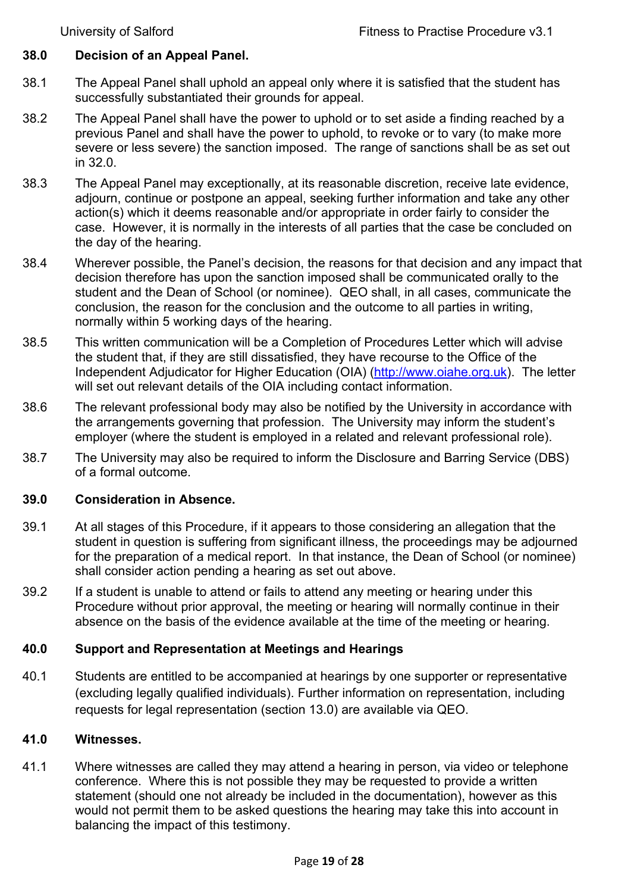## 38.0 Decision of an Appeal Panel.

38.1 The Appeal Panel shall uphold an appeal only where it is satisfied that the student has successfully substantiated their grounds for appeal.

38.2 The Appeal Panel shall have the power to uphold or to set aside a finding reached by a previous Panel and shall have the power to uphold, to revoke or to vary (to make more severe or less severe) the sanction imposed. The range of sanctions shall be as set out in 32.0.

38.3 The Appeal Panel may exceptionally, at its reasonable discretion, receive late evidence, adjourn, continue or postpone an appeal, seeking further information and take any other action(s) which it deems reasonable and/or appropriate in order fairly to consider the case. However, it is normally in the interests of all parties that the case be concluded on the day of the hearing.

38.4 Wherever possible, the Panel's decision, the reasons for that decision and any impact that decision therefore has upon the sanction imposed shall be communicated orally to the student and the Dean of School (or nominee). QEO shall, in all cases, communicate the conclusion, the reason for the conclusion and the outcome to all parties in writing, normally within 5 working days of the hearing.

38.5 This written communication will be a Completion of Procedures Letter which will advise the student that, if they are still dissatisfied, they have recourse to the Office of the Independent Adjudicator for Higher Education (OIA) (http://www.oiahe.org.uk). The letter will set out relevant details of the OIA including contact information.

38.6 The relevant professional body may also be notified by the University in accordance with the arrangements governing that profession. The University may inform the student's employer (where the student is employed in a related and relevant professional role).

38.7 The University may also be required to inform the Disclosure and Barring Service (DBS) of a formal outcome.

## 39.0 Consideration in Absence.

39.1 At all stages of this Procedure, if it appears to those considering an allegation that the student in question is suffering from significant illness, the proceedings may be adjourned for the preparation of a medical report. In that instance, the Dean of School (or nominee) shall consider action pending a hearing as set out above.

39.2 If a student is unable to attend or fails to attend any meeting or hearing under this Procedure without prior approval, the meeting or hearing will normally continue in their absence on the basis of the evidence available at the time of the meeting or hearing.

## 40.0 Support and Representation at Meetings and Hearings

40.1 Students are entitled to be accompanied at hearings by one supporter or representative (excluding legally qualified individuals). Further information on representation, including requests for legal representation (section 13.0) are available via QEO.

## 41.0 Witnesses.

41.1 Where witnesses are called they may attend a hearing in person, via video or telephone conference. Where this is not possible they may be requested to provide a written statement (should one not already be included in the documentation), however as this would not permit them to be asked questions the hearing may take this into account in balancing the impact of this testimony.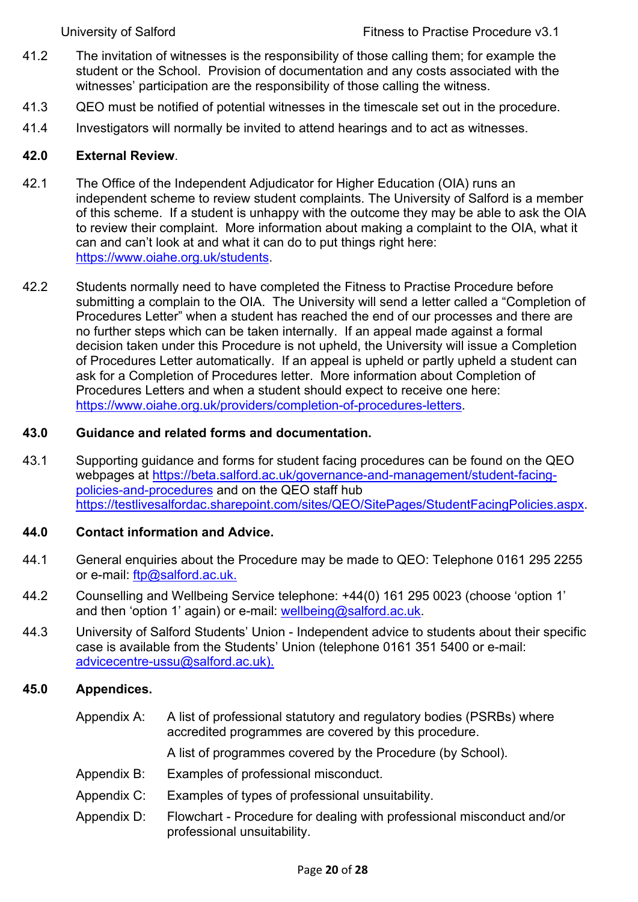41.2 The invitation of witnesses is the responsibility of those calling them; for example the student or the School. Provision of documentation and any costs associated with the witnesses' participation are the responsibility of those calling the witness.

41.3 QEO must be notified of potential witnesses in the timescale set out in the procedure.

41.4 Investigators will normally be invited to attend hearings and to act as witnesses.

## 42.0 External Review.

42.1 The Office of the Independent Adjudicator for Higher Education (OIA) runs an independent scheme to review student complaints. The University of Salford is a member of this scheme. If a student is unhappy with the outcome they may be able to ask the OIA to review their complaint. More information about making a complaint to the OIA, what it can and can't look at and what it can do to put things right here: https://www.oiahe.org.uk/students.

42.2 Students normally need to have completed the Fitness to Practise Procedure before submitting a complain to the OIA. The University will send a letter called a "Completion of Procedures Letter" when a student has reached the end of our processes and there are no further steps which can be taken internally. If an appeal made against a formal decision taken under this Procedure is not upheld, the University will issue a Completion of Procedures Letter automatically. If an appeal is upheld or partly upheld a student can ask for a Completion of Procedures letter. More information about Completion of Procedures Letters and when a student should expect to receive one here: https://www.oiahe.org.uk/providers/completion-of-procedures-letters.

## 43.0 Guidance and related forms and documentation.

43.1 Supporting guidance and forms for student facing procedures can be found on the QEO webpages at https://beta.salford.ac.uk/governance-and-management/student-facing-policies-and-procedures and on the QEO staff hub https://testlivesalfordac.sharepoint.com/sites/QEO/SitePages/StudentFacingPolicies.aspx.

## 44.0 Contact information and Advice.

44.1 General enquiries about the Procedure may be made to QEO: Telephone 0161 295 2255 or e-mail: ftp@salford.ac.uk.

44.2 Counselling and Wellbeing Service telephone: +44(0) 161 295 0023 (choose 'option 1' and then 'option 1' again) or e-mail: wellbeing@salford.ac.uk.

44.3 University of Salford Students' Union - Independent advice to students about their specific case is available from the Students' Union (telephone 0161 351 5400 or e-mail: advicecentre-ussu@salford.ac.uk).

## 45.0 Appendices.

Appendix A: A list of professional statutory and regulatory bodies (PSRBs) where accredited programmes are covered by this procedure.

A list of programmes covered by the Procedure (by School).

Appendix B: Examples of professional misconduct.

Appendix C: Examples of types of professional unsuitability.

Appendix D: Flowchart - Procedure for dealing with professional misconduct and/or professional unsuitability.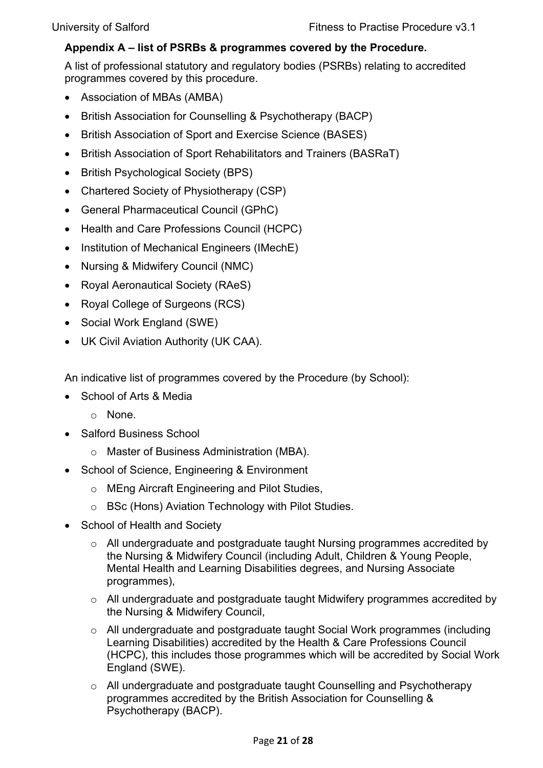**Appendix A – list of PSRBs & programmes covered by the Procedure.**

A list of professional statutory and regulatory bodies (PSRBs) relating to accredited programmes covered by this procedure.

- Association of MBAs (AMBA)
- British Association for Counselling & Psychotherapy (BACP)
- British Association of Sport and Exercise Science (BASES)
- British Association of Sport Rehabilitators and Trainers (BASRaT)
- British Psychological Society (BPS)
- Chartered Society of Physiotherapy (CSP)
- General Pharmaceutical Council (GPhC)
- Health and Care Professions Council (HCPC)
- Institution of Mechanical Engineers (IMechE)
- Nursing & Midwifery Council (NMC)
- Royal Aeronautical Society (RAeS)
- Royal College of Surgeons (RCS)
- Social Work England (SWE)
- UK Civil Aviation Authority (UK CAA).

An indicative list of programmes covered by the Procedure (by School):

- School of Arts & Media
  - None.
- Salford Business School
  - Master of Business Administration (MBA).
- School of Science, Engineering & Environment
  - MEng Aircraft Engineering and Pilot Studies,
  - BSc (Hons) Aviation Technology with Pilot Studies.
- School of Health and Society
  - All undergraduate and postgraduate taught Nursing programmes accredited by the Nursing & Midwifery Council (including Adult, Children & Young People, Mental Health and Learning Disabilities degrees, and Nursing Associate programmes),
  - All undergraduate and postgraduate taught Midwifery programmes accredited by the Nursing & Midwifery Council,
  - All undergraduate and postgraduate taught Social Work programmes (including Learning Disabilities) accredited by the Health & Care Professions Council (HCPC), this includes those programmes which will be accredited by Social Work England (SWE).
  - All undergraduate and postgraduate taught Counselling and Psychotherapy programmes accredited by the British Association for Counselling & Psychotherapy (BACP).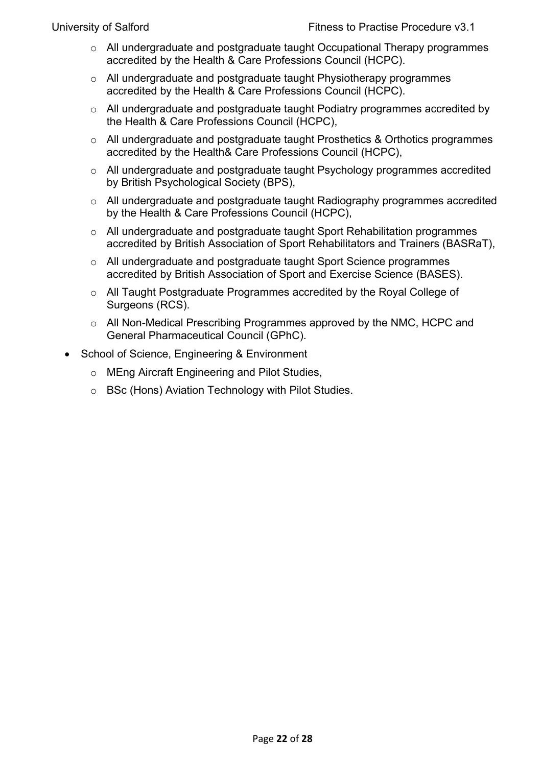- All undergraduate and postgraduate taught Occupational Therapy programmes accredited by the Health & Care Professions Council (HCPC).
  - All undergraduate and postgraduate taught Physiotherapy programmes accredited by the Health & Care Professions Council (HCPC).
  - All undergraduate and postgraduate taught Podiatry programmes accredited by the Health & Care Professions Council (HCPC),
  - All undergraduate and postgraduate taught Prosthetics & Orthotics programmes accredited by the Health& Care Professions Council (HCPC),
  - All undergraduate and postgraduate taught Psychology programmes accredited by British Psychological Society (BPS),
  - All undergraduate and postgraduate taught Radiography programmes accredited by the Health & Care Professions Council (HCPC),
  - All undergraduate and postgraduate taught Sport Rehabilitation programmes accredited by British Association of Sport Rehabilitators and Trainers (BASRaT),
  - All undergraduate and postgraduate taught Sport Science programmes accredited by British Association of Sport and Exercise Science (BASES).
  - All Taught Postgraduate Programmes accredited by the Royal College of Surgeons (RCS).
  - All Non-Medical Prescribing Programmes approved by the NMC, HCPC and General Pharmaceutical Council (GPhC).
- School of Science, Engineering & Environment
  - MEng Aircraft Engineering and Pilot Studies,
  - BSc (Hons) Aviation Technology with Pilot Studies.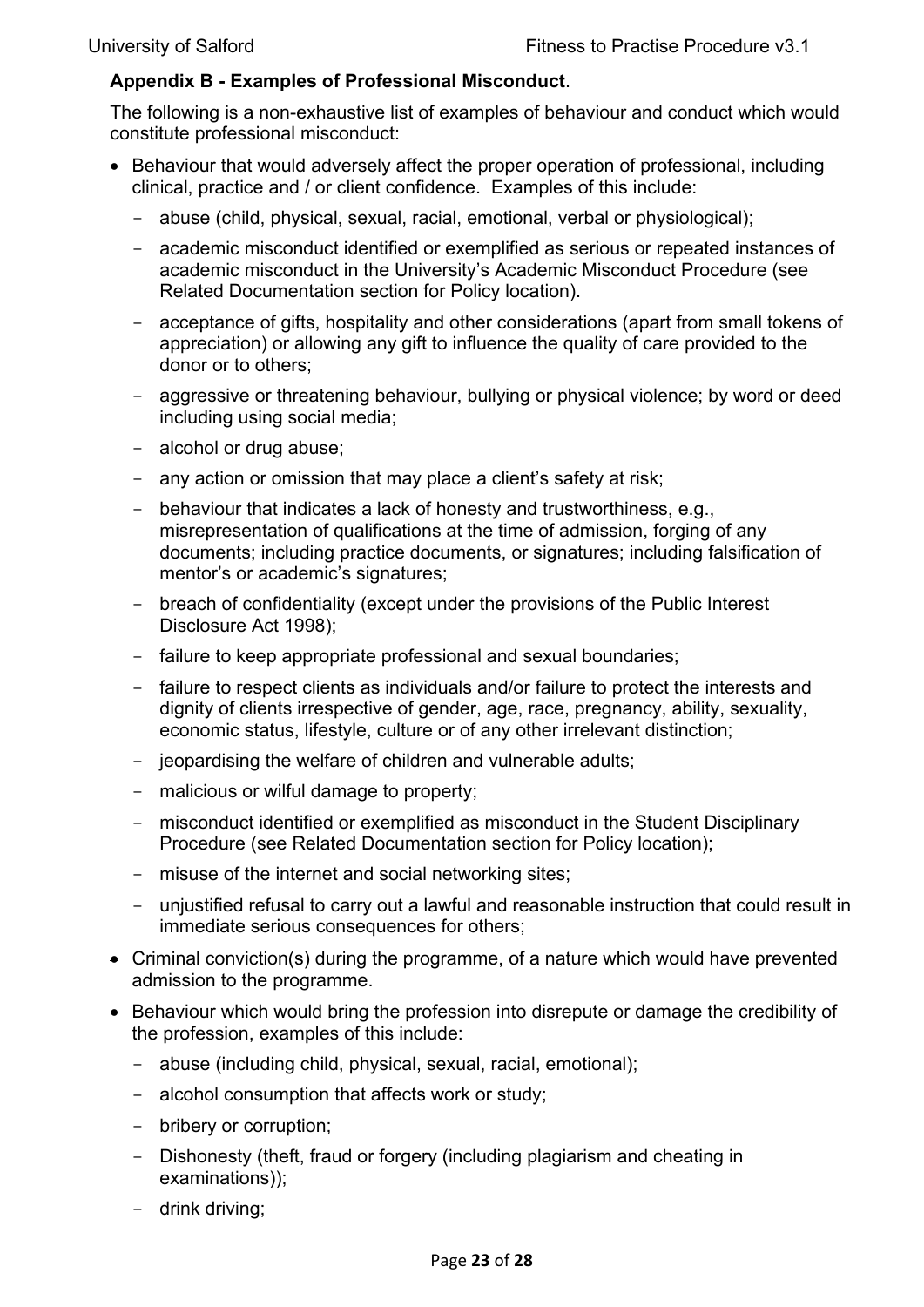**Appendix B - Examples of Professional Misconduct**.

The following is a non-exhaustive list of examples of behaviour and conduct which would constitute professional misconduct:

- Behaviour that would adversely affect the proper operation of professional, including clinical, practice and / or client confidence. Examples of this include:
  - abuse (child, physical, sexual, racial, emotional, verbal or physiological);
  - academic misconduct identified or exemplified as serious or repeated instances of academic misconduct in the University's Academic Misconduct Procedure (see Related Documentation section for Policy location).
  - acceptance of gifts, hospitality and other considerations (apart from small tokens of appreciation) or allowing any gift to influence the quality of care provided to the donor or to others;
  - aggressive or threatening behaviour, bullying or physical violence; by word or deed including using social media;
  - alcohol or drug abuse;
  - any action or omission that may place a client's safety at risk;
  - behaviour that indicates a lack of honesty and trustworthiness, e.g., misrepresentation of qualifications at the time of admission, forging of any documents; including practice documents, or signatures; including falsification of mentor's or academic's signatures;
  - breach of confidentiality (except under the provisions of the Public Interest Disclosure Act 1998);
  - failure to keep appropriate professional and sexual boundaries;
  - failure to respect clients as individuals and/or failure to protect the interests and dignity of clients irrespective of gender, age, race, pregnancy, ability, sexuality, economic status, lifestyle, culture or of any other irrelevant distinction;
  - jeopardising the welfare of children and vulnerable adults;
  - malicious or wilful damage to property;
  - misconduct identified or exemplified as misconduct in the Student Disciplinary Procedure (see Related Documentation section for Policy location);
  - misuse of the internet and social networking sites;
  - unjustified refusal to carry out a lawful and reasonable instruction that could result in immediate serious consequences for others;
- Criminal conviction(s) during the programme, of a nature which would have prevented admission to the programme.
- Behaviour which would bring the profession into disrepute or damage the credibility of the profession, examples of this include:
  - abuse (including child, physical, sexual, racial, emotional);
  - alcohol consumption that affects work or study;
  - bribery or corruption;
  - Dishonesty (theft, fraud or forgery (including plagiarism and cheating in examinations));
  - drink driving;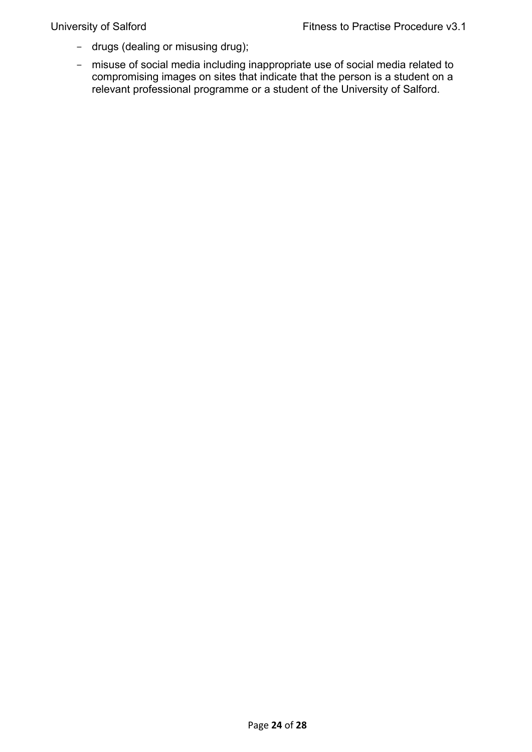- drugs (dealing or misusing drug);
- misuse of social media including inappropriate use of social media related to compromising images on sites that indicate that the person is a student on a relevant professional programme or a student of the University of Salford.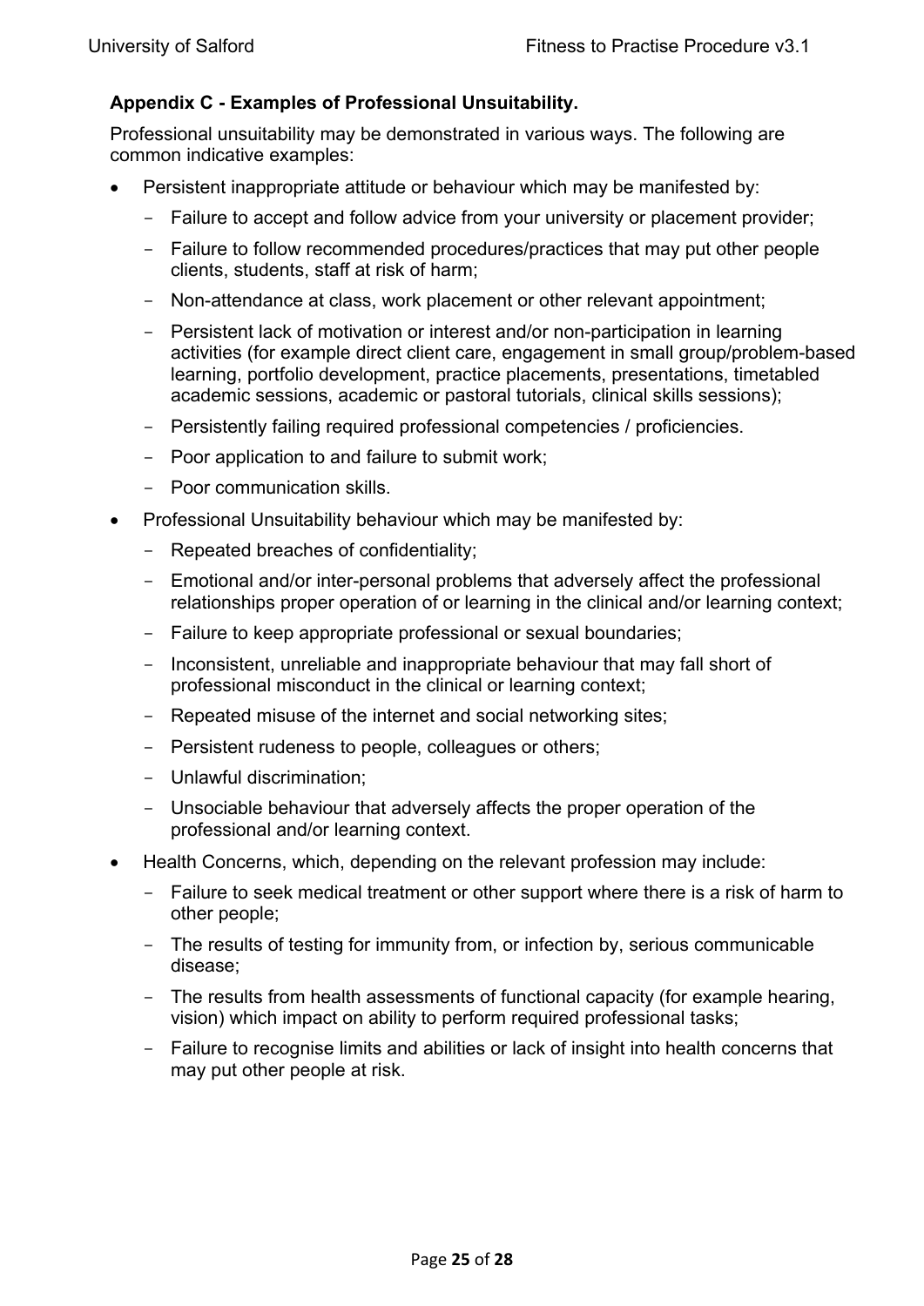### Appendix C - Examples of Professional Unsuitability.

Professional unsuitability may be demonstrated in various ways. The following are common indicative examples:

- Persistent inappropriate attitude or behaviour which may be manifested by:
  - Failure to accept and follow advice from your university or placement provider;
  - Failure to follow recommended procedures/practices that may put other people clients, students, staff at risk of harm;
  - Non-attendance at class, work placement or other relevant appointment;
  - Persistent lack of motivation or interest and/or non-participation in learning activities (for example direct client care, engagement in small group/problem-based learning, portfolio development, practice placements, presentations, timetabled academic sessions, academic or pastoral tutorials, clinical skills sessions);
  - Persistently failing required professional competencies / proficiencies.
  - Poor application to and failure to submit work;
  - Poor communication skills.
- Professional Unsuitability behaviour which may be manifested by:
  - Repeated breaches of confidentiality;
  - Emotional and/or inter-personal problems that adversely affect the professional relationships proper operation of or learning in the clinical and/or learning context;
  - Failure to keep appropriate professional or sexual boundaries;
  - Inconsistent, unreliable and inappropriate behaviour that may fall short of professional misconduct in the clinical or learning context;
  - Repeated misuse of the internet and social networking sites;
  - Persistent rudeness to people, colleagues or others;
  - Unlawful discrimination;
  - Unsociable behaviour that adversely affects the proper operation of the professional and/or learning context.
- Health Concerns, which, depending on the relevant profession may include:
  - Failure to seek medical treatment or other support where there is a risk of harm to other people;
  - The results of testing for immunity from, or infection by, serious communicable disease;
  - The results from health assessments of functional capacity (for example hearing, vision) which impact on ability to perform required professional tasks;
  - Failure to recognise limits and abilities or lack of insight into health concerns that may put other people at risk.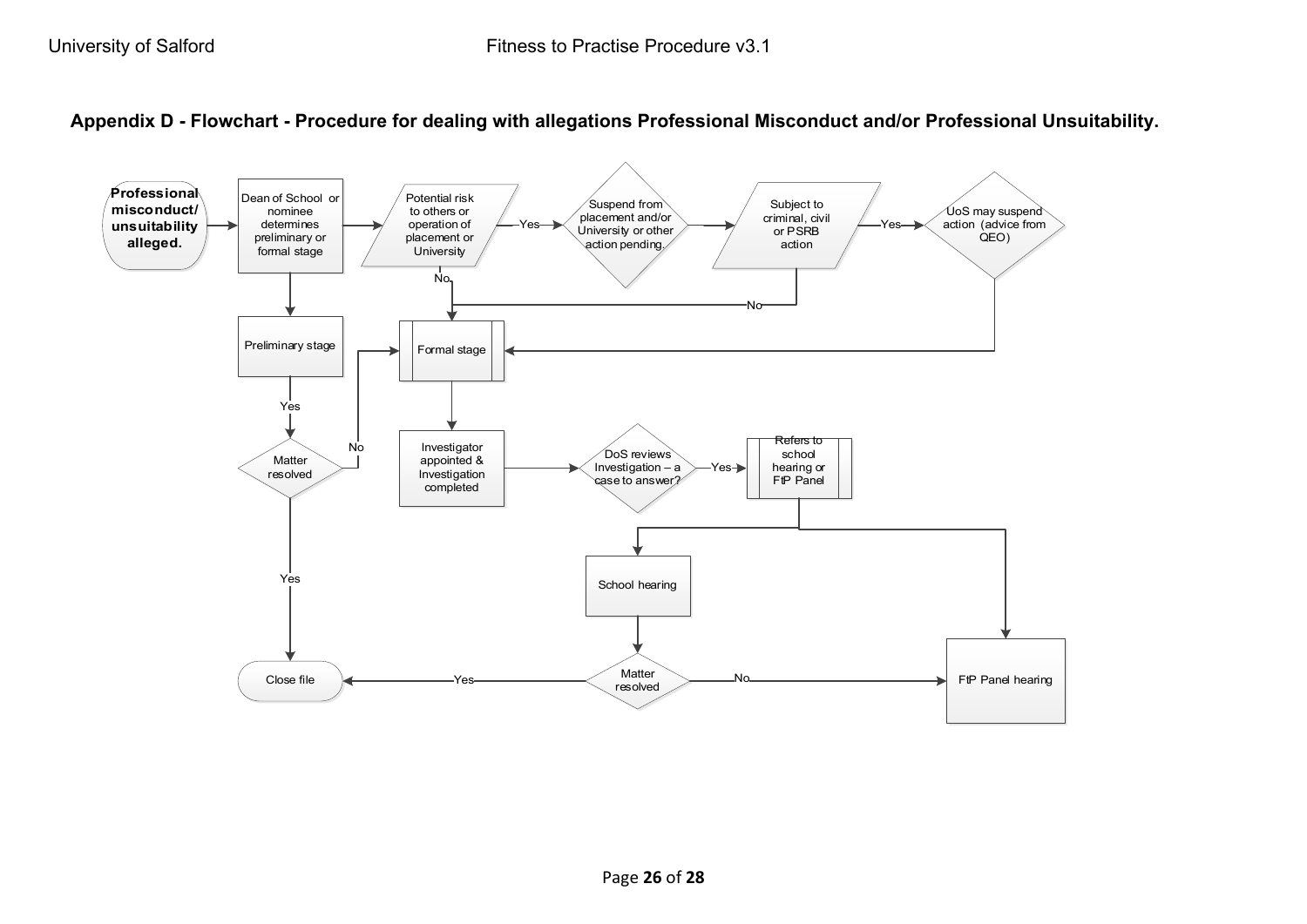**Appendix D - Flowchart - Procedure for dealing with allegations Professional Misconduct and/or Professional Unsuitability.**

**Professional misconduct/ unsuitability alleged.**

Dean of School or nominee determines preliminary or formal stage

Potential risk to others or operation of placement or University

Yes

Suspend from placement and/or University or other action pending.

Subject to criminal, civil or PSRB action

Yes

UoS may suspend action (advice from QEO)

No

No

Preliminary stage

Formal stage

Yes

No

Matter resolved

Investigator appointed & Investigation completed

DoS reviews Investigation – a case to answer?

Yes

Refers to school hearing or FtP Panel

Yes

School hearing

Close file

Yes

Matter resolved

No

FtP Panel hearing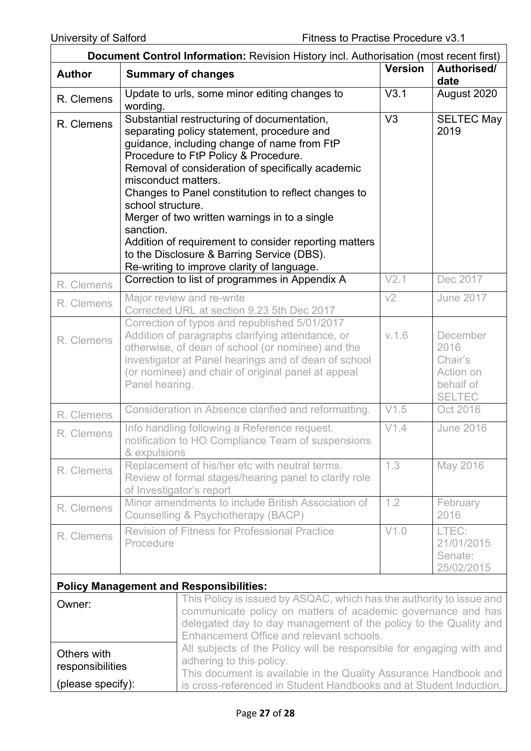**Document Control Information:** Revision History incl. Authorisation (most recent first)

| Author | Summary of changes | Version | Authorised/ date |
|---|---|---|---|
| R. Clemens | Update to urls, some minor editing changes to wording. | V3.1 | August 2020 |
| R. Clemens | Substantial restructuring of documentation, separating policy statement, procedure and guidance, including change of name from FtP Procedure to FtP Policy & Procedure.<br>Removal of consideration of specifically academic misconduct matters.<br>Changes to Panel constitution to reflect changes to school structure.<br>Merger of two written warnings in to a single sanction.<br>Addition of requirement to consider reporting matters to the Disclosure & Barring Service (DBS).<br>Re-writing to improve clarity of language. | V3 | SELTEC May 2019 |
| R. Clemens | Correction to list of programmes in Appendix A | V2.1 | Dec 2017 |
| R. Clemens | Major review and re-write<br>Corrected URL at section 9.23 5th Dec 2017 | v2 | June 2017 |
| R. Clemens | Correction of typos and republished 5/01/2017<br>Addition of paragraphs clarifying attendance, or otherwise, of dean of school (or nominee) and the investigator at Panel hearings and of dean of school (or nominee) and chair of original panel at appeal Panel hearing. | v.1.6 | December 2016 Chair's Action on behalf of SELTEC |
| R. Clemens | Consideration in Absence clarified and reformatting. | V1.5 | Oct 2016 |
| R. Clemens | Info handling following a Reference request. notification to HO Compliance Team of suspensions & expulsions | V1.4 | June 2016 |
| R. Clemens | Replacement of his/her etc with neutral terms.<br>Review of formal stages/hearing panel to clarify role of Investigator's report | 1.3 | May 2016 |
| R. Clemens | Minor amendments to include British Association of Counselling & Psychotherapy (BACP) | 1.2 | February 2016 |
| R. Clemens | Revision of Fitness for Professional Practice Procedure | V1.0 | LTEC: 21/01/2015 Senate: 25/02/2015 |

**Policy Management and Responsibilities:**

| | |
|---|---|
| Owner: | This Policy is issued by ASQAC, which has the authority to issue and communicate policy on matters of academic governance and has delegated day to day management of the policy to the Quality and Enhancement Office and relevant schools. |
| Others with responsibilities (please specify): | All subjects of the Policy will be responsible for engaging with and adhering to this policy.<br>This document is available in the Quality Assurance Handbook and is cross-referenced in Student Handbooks and at Student Induction. |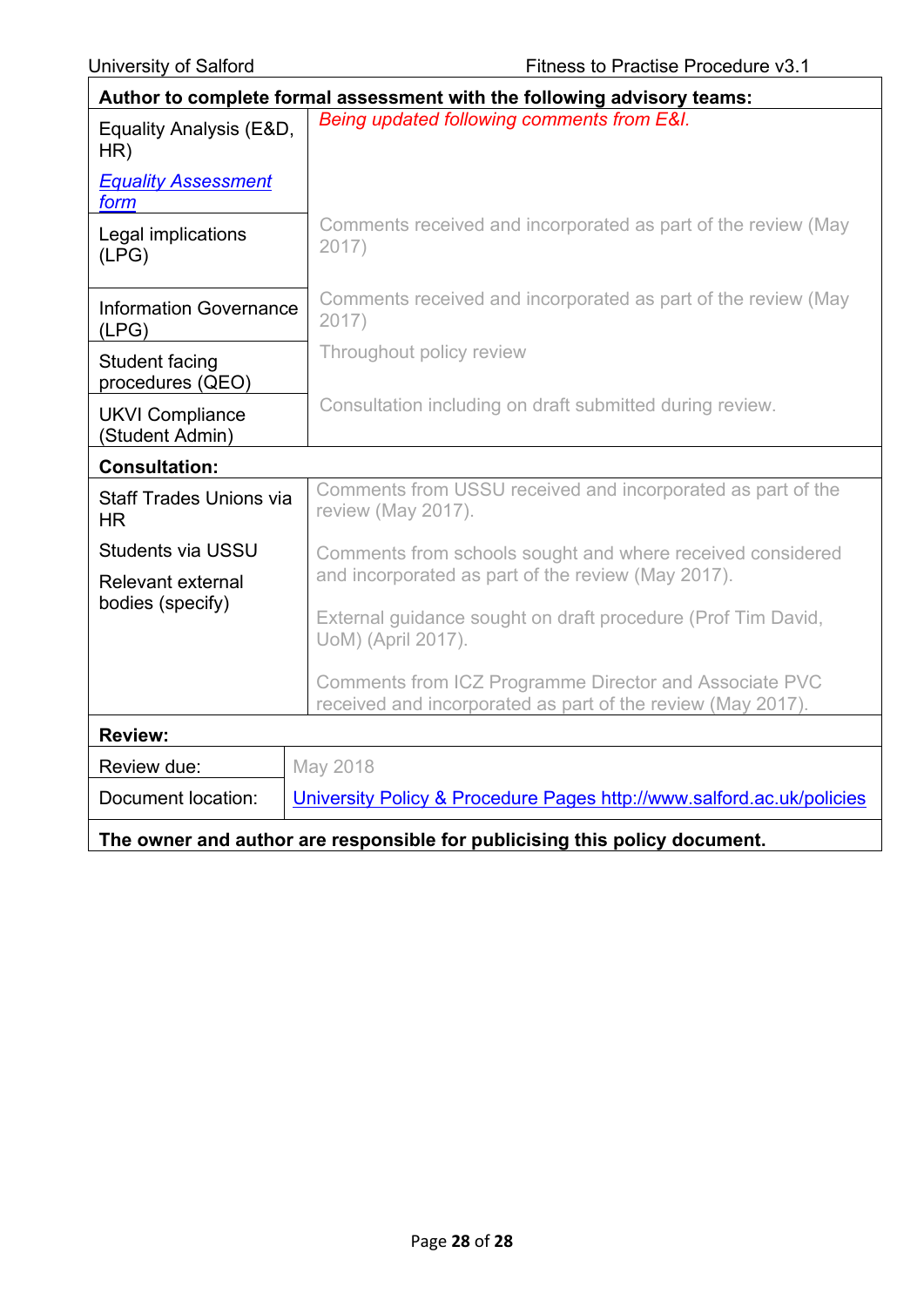| Author to complete formal assessment with the following advisory teams: | |
|---|---|
| Equality Analysis (E&D, HR) *Equality Assessment form* | *Being updated following comments from E&I.* |
| Legal implications (LPG) | Comments received and incorporated as part of the review (May 2017) |
| Information Governance (LPG) | Comments received and incorporated as part of the review (May 2017) |
| Student facing procedures (QEO) | Throughout policy review |
| UKVI Compliance (Student Admin) | Consultation including on draft submitted during review. |
| **Consultation:** | |
| Staff Trades Unions via HR<br>Students via USSU<br>Relevant external bodies (specify) | Comments from USSU received and incorporated as part of the review (May 2017).<br>Comments from schools sought and where received considered and incorporated as part of the review (May 2017).<br>External guidance sought on draft procedure (Prof Tim David, UoM) (April 2017).<br>Comments from ICZ Programme Director and Associate PVC received and incorporated as part of the review (May 2017). |
| **Review:** | |
| Review due: | May 2018 |
| Document location: | University Policy & Procedure Pages http://www.salford.ac.uk/policies |
| **The owner and author are responsible for publicising this policy document.** | |